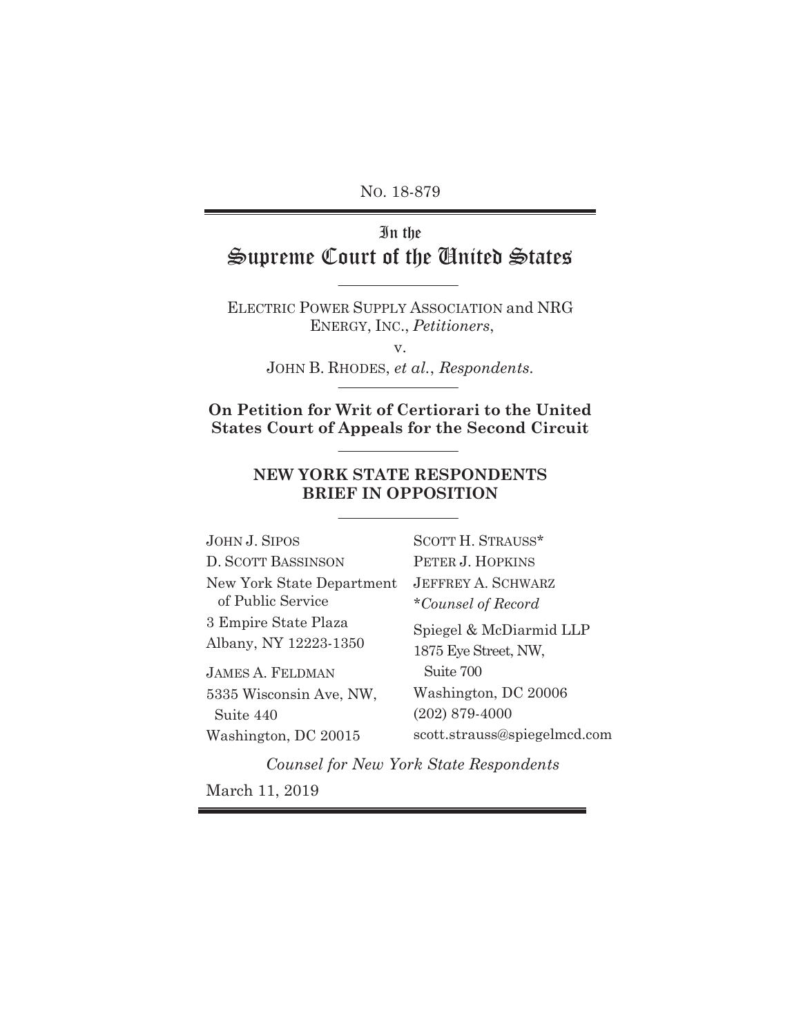No. 18-879

# In the Supreme Court of the United States

ELECTRIC POWER SUPPLY ASSOCIATION and NRG ENERGY, INC., *Petitioners*,

v.

JOHN B. RHODES, *et al.*, *Respondents.*

**On Petition for Writ of Certiorari to the United States Court of Appeals for the Second Circuit**

## NEW YORK STATE RESPONDENTS BRIEF IN OPPOSITION

JOHN J. SIPOS
D. SCOTT BASSINSON
New York State Department of Public Service
3 Empire State Plaza
Albany, NY 12223-1350

JAMES A. FELDMAN
5335 Wisconsin Ave, NW, Suite 440
Washington, DC 20015

SCOTT H. STRAUSS*
PETER J. HOPKINS
JEFFREY A. SCHWARZ
*Counsel of Record
Spiegel & McDiarmid LLP
1875 Eye Street, NW, Suite 700
Washington, DC 20006
(202) 879-4000
scott.strauss@spiegelmcd.com

*Counsel for New York State Respondents*

March 11, 2019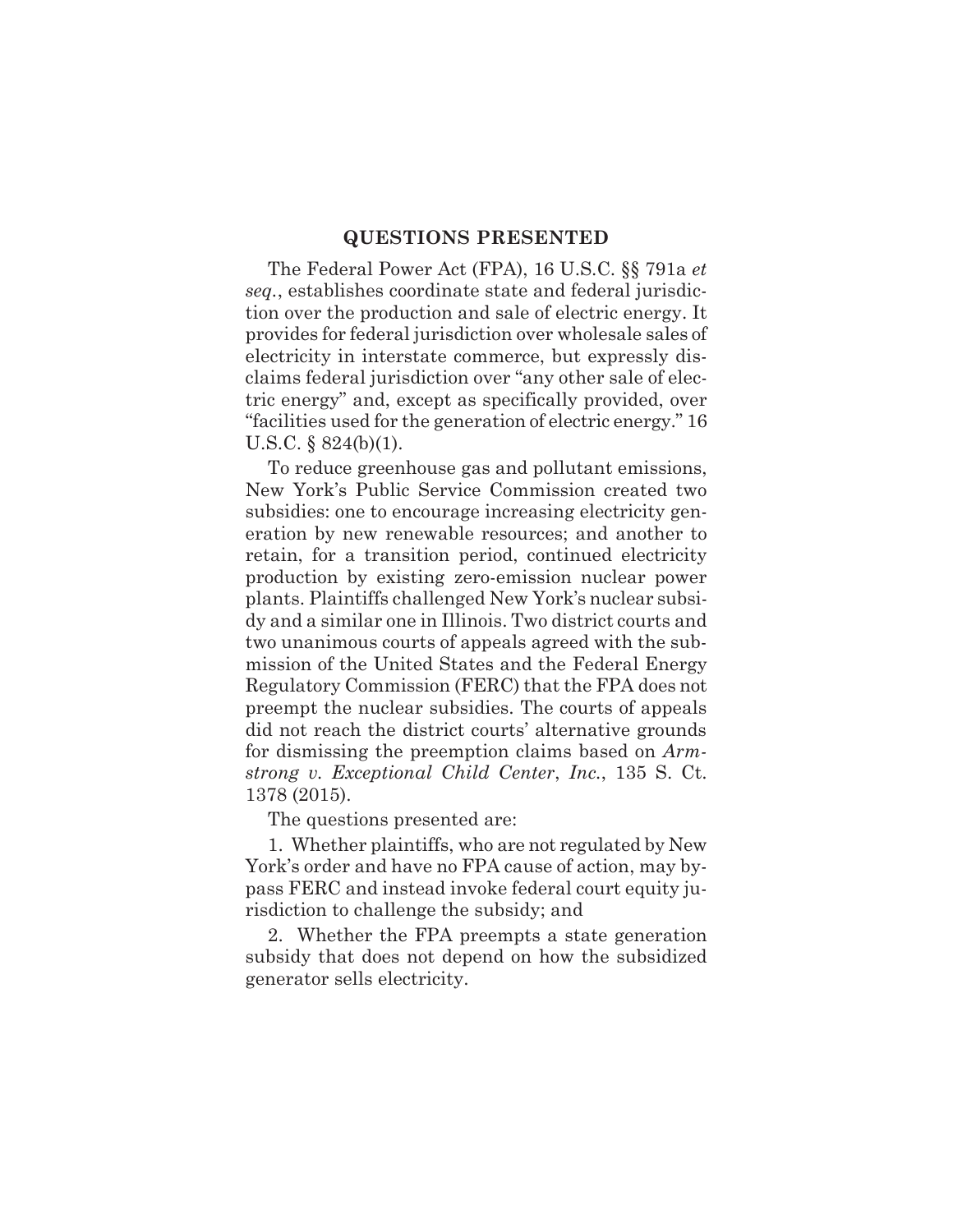## QUESTIONS PRESENTED

The Federal Power Act (FPA), 16 U.S.C. §§ 791a *et seq.*, establishes coordinate state and federal jurisdiction over the production and sale of electric energy. It provides for federal jurisdiction over wholesale sales of electricity in interstate commerce, but expressly disclaims federal jurisdiction over "any other sale of electric energy" and, except as specifically provided, over "facilities used for the generation of electric energy." 16 U.S.C. § 824(b)(1).

To reduce greenhouse gas and pollutant emissions, New York's Public Service Commission created two subsidies: one to encourage increasing electricity generation by new renewable resources; and another to retain, for a transition period, continued electricity production by existing zero-emission nuclear power plants. Plaintiffs challenged New York's nuclear subsidy and a similar one in Illinois. Two district courts and two unanimous courts of appeals agreed with the submission of the United States and the Federal Energy Regulatory Commission (FERC) that the FPA does not preempt the nuclear subsidies. The courts of appeals did not reach the district courts' alternative grounds for dismissing the preemption claims based on *Armstrong v. Exceptional Child Center*, *Inc.*, 135 S. Ct. 1378 (2015).

The questions presented are:

1. Whether plaintiffs, who are not regulated by New York's order and have no FPA cause of action, may bypass FERC and instead invoke federal court equity jurisdiction to challenge the subsidy; and

2. Whether the FPA preempts a state generation subsidy that does not depend on how the subsidized generator sells electricity.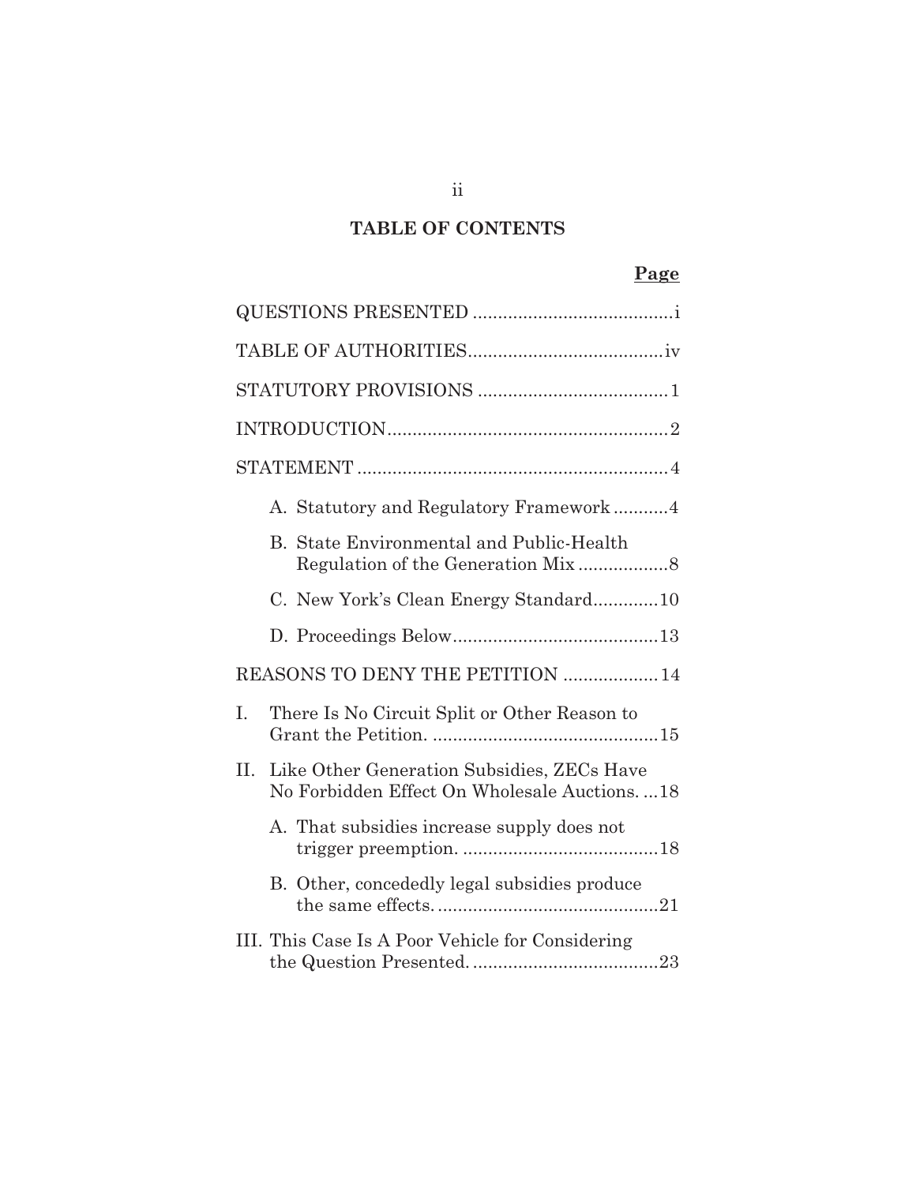## TABLE OF CONTENTS

| | Page |
|---|---|
| QUESTIONS PRESENTED | i |
| TABLE OF AUTHORITIES | iv |
| STATUTORY PROVISIONS | 1 |
| INTRODUCTION | 2 |
| STATEMENT | 4 |
| A. Statutory and Regulatory Framework | 4 |
| B. State Environmental and Public-Health Regulation of the Generation Mix | 8 |
| C. New York's Clean Energy Standard | 10 |
| D. Proceedings Below | 13 |
| REASONS TO DENY THE PETITION | 14 |
| I. There Is No Circuit Split or Other Reason to Grant the Petition. | 15 |
| II. Like Other Generation Subsidies, ZECs Have No Forbidden Effect On Wholesale Auctions. | 18 |
| A. That subsidies increase supply does not trigger preemption. | 18 |
| B. Other, concededly legal subsidies produce the same effects. | 21 |
| III. This Case Is A Poor Vehicle for Considering the Question Presented. | 23 |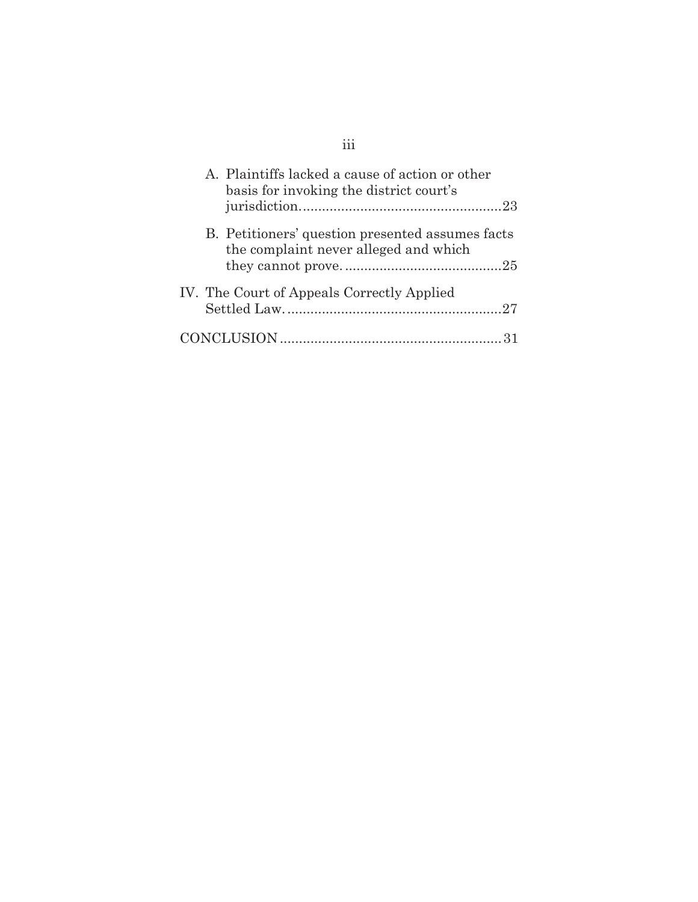A. Plaintiffs lacked a cause of action or other basis for invoking the district court's jurisdiction....................................................23

B. Petitioners' question presented assumes facts the complaint never alleged and which they cannot prove.........................................25

IV. The Court of Appeals Correctly Applied Settled Law........................................................27

CONCLUSION.........................................................31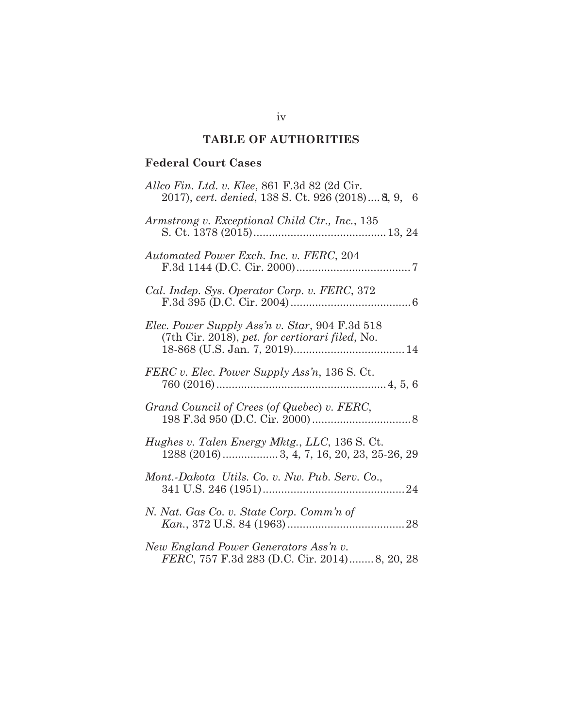## TABLE OF AUTHORITIES

### Federal Court Cases

*Allco Fin. Ltd. v. Klee*, 861 F.3d 82 (2d Cir. 2017), *cert. denied*, 138 S. Ct. 926 (2018).... 8, 9, 6

*Armstrong v. Exceptional Child Ctr., Inc.*, 135 S. Ct. 1378 (2015)........................................... 13, 24

*Automated Power Exch. Inc. v. FERC*, 204 F.3d 1144 (D.C. Cir. 2000)..................................... 7

*Cal. Indep. Sys. Operator Corp. v. FERC*, 372 F.3d 395 (D.C. Cir. 2004)....................................... 6

*Elec. Power Supply Ass'n v. Star*, 904 F.3d 518 (7th Cir. 2018), *pet. for certiorari filed*, No. 18-868 (U.S. Jan. 7, 2019).................................... 14

*FERC v. Elec. Power Supply Ass'n*, 136 S. Ct. 760 (2016)....................................................... 4, 5, 6

*Grand Council of Crees (of Quebec) v. FERC*, 198 F.3d 950 (D.C. Cir. 2000)................................ 8

*Hughes v. Talen Energy Mktg., LLC*, 136 S. Ct. 1288 (2016).................. 3, 4, 7, 16, 20, 23, 25-26, 29

*Mont.-Dakota Utils. Co. v. Nw. Pub. Serv. Co.*, 341 U.S. 246 (1951).............................................. 24

*N. Nat. Gas Co. v. State Corp. Comm'n of Kan.*, 372 U.S. 84 (1963)...................................... 28

*New England Power Generators Ass'n v. FERC*, 757 F.3d 283 (D.C. Cir. 2014)........ 8, 20, 28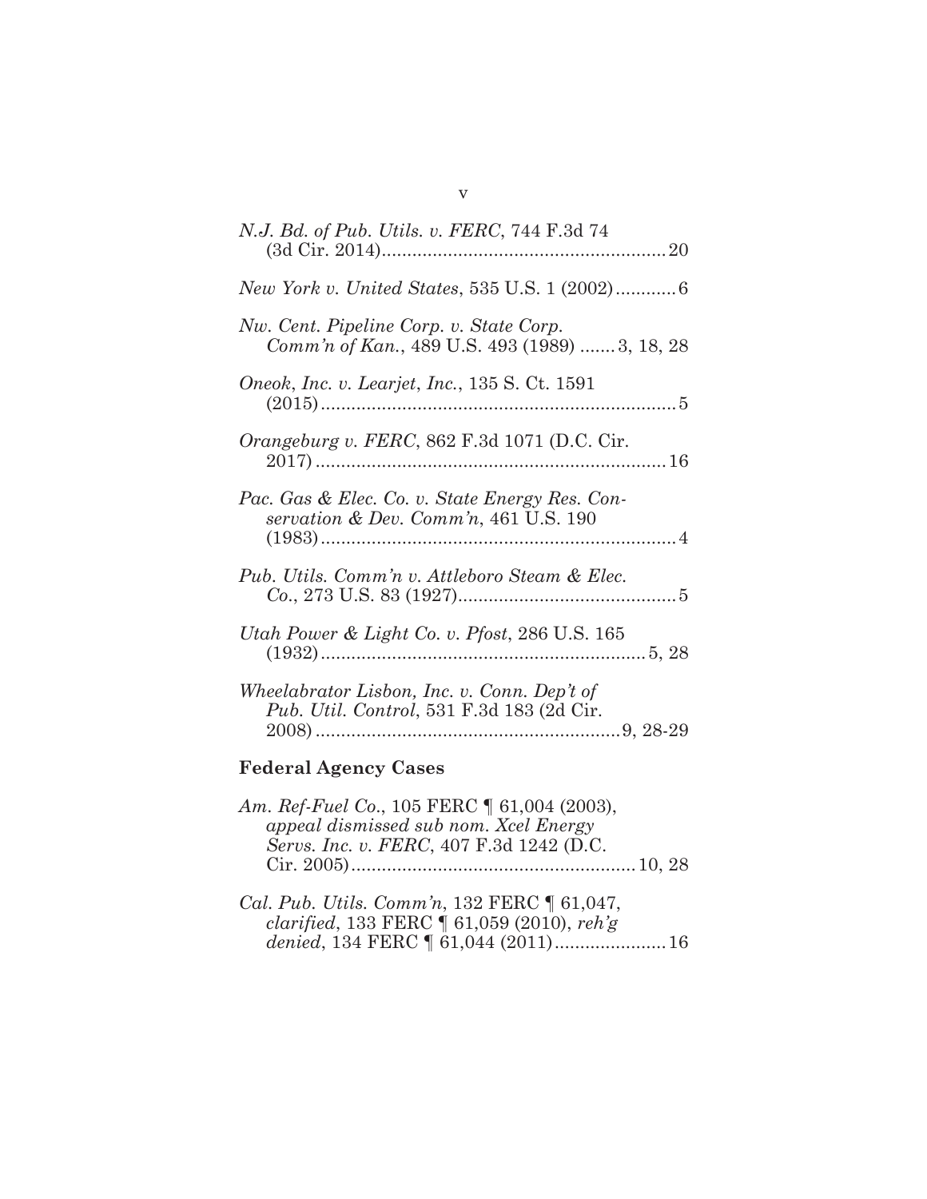*N.J. Bd. of Pub. Utils. v. FERC*, 744 F.3d 74 (3d Cir. 2014)........................................................20

*New York v. United States*, 535 U.S. 1 (2002)............6

*Nw. Cent. Pipeline Corp. v. State Corp. Comm'n of Kan.*, 489 U.S. 493 (1989) .......3, 18, 28

*Oneok, Inc. v. Learjet, Inc.*, 135 S. Ct. 1591 (2015)......................................................................5

*Orangeburg v. FERC*, 862 F.3d 1071 (D.C. Cir. 2017)......................................................................16

*Pac. Gas & Elec. Co. v. State Energy Res. Conservation & Dev. Comm'n*, 461 U.S. 190 (1983)......................................................................4

*Pub. Utils. Comm'n v. Attleboro Steam & Elec. Co.*, 273 U.S. 83 (1927)...........................................5

*Utah Power & Light Co. v. Pfost*, 286 U.S. 165 (1932).................................................................5, 28

*Wheelabrator Lisbon, Inc. v. Conn. Dep't of Pub. Util. Control*, 531 F.3d 183 (2d Cir. 2008)............................................................9, 28-29

**Federal Agency Cases**

*Am. Ref-Fuel Co.*, 105 FERC ¶ 61,004 (2003), *appeal dismissed sub nom. Xcel Energy Servs. Inc. v. FERC*, 407 F.3d 1242 (D.C. Cir. 2005)........................................................10, 28

*Cal. Pub. Utils. Comm'n*, 132 FERC ¶ 61,047, *clarified*, 133 FERC ¶ 61,059 (2010), *reh'g denied*, 134 FERC ¶ 61,044 (2011)......................16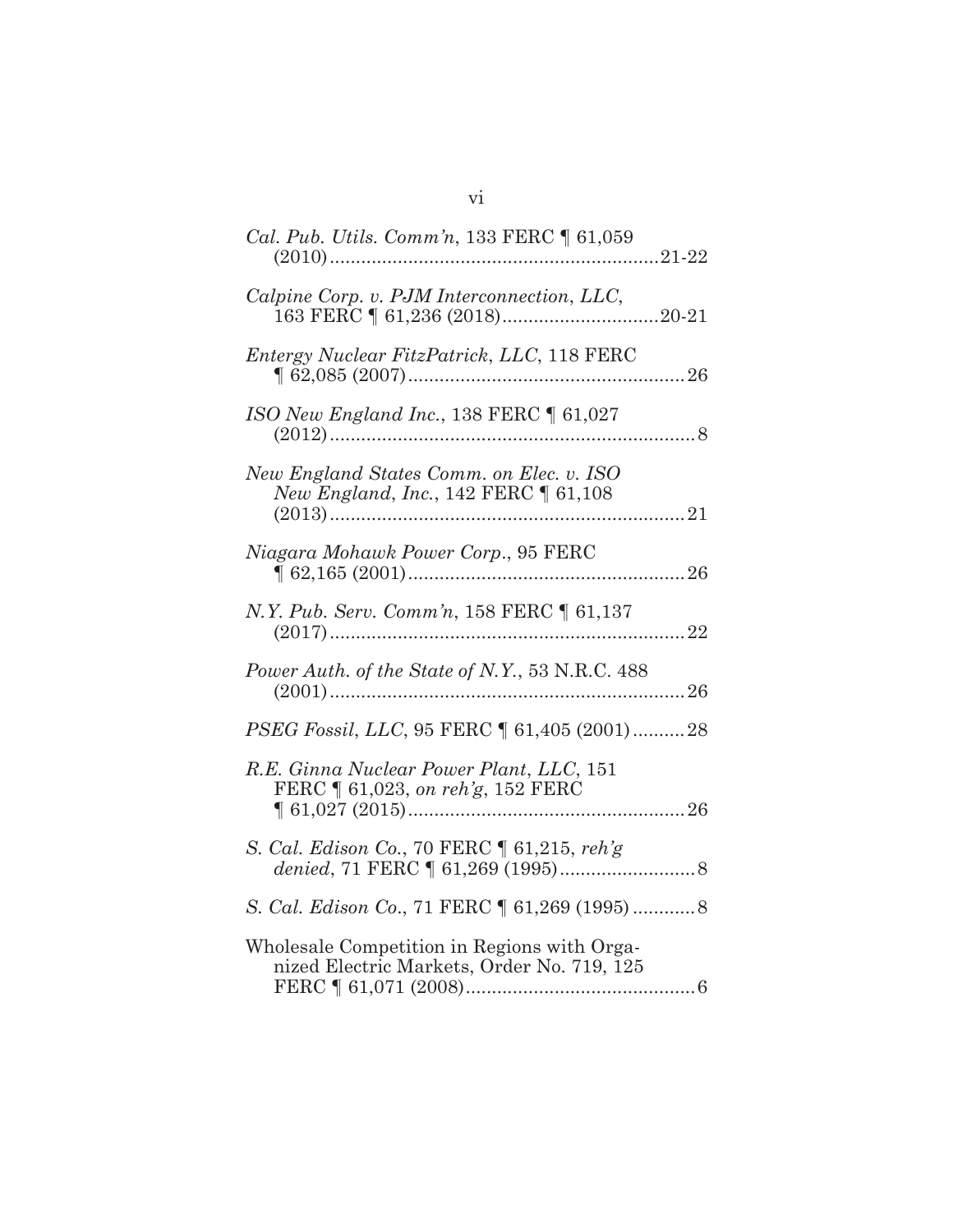*Cal. Pub. Utils. Comm'n*, 133 FERC ¶ 61,059 (2010)..............................................................21-22

*Calpine Corp. v. PJM Interconnection, LLC*, 163 FERC ¶ 61,236 (2018)..............................20-21

*Entergy Nuclear FitzPatrick, LLC*, 118 FERC ¶ 62,085 (2007).....................................................26

*ISO New England Inc.*, 138 FERC ¶ 61,027 (2012)......................................................................8

*New England States Comm. on Elec. v. ISO New England, Inc.*, 142 FERC ¶ 61,108 (2013)....................................................................21

*Niagara Mohawk Power Corp.*, 95 FERC ¶ 62,165 (2001).....................................................26

*N.Y. Pub. Serv. Comm'n*, 158 FERC ¶ 61,137 (2017)....................................................................22

*Power Auth. of the State of N.Y.*, 53 N.R.C. 488 (2001)....................................................................26

*PSEG Fossil, LLC*, 95 FERC ¶ 61,405 (2001)..........28

*R.E. Ginna Nuclear Power Plant, LLC*, 151 FERC ¶ 61,023, *on reh'g*, 152 FERC ¶ 61,027 (2015).....................................................26

*S. Cal. Edison Co.*, 70 FERC ¶ 61,215, *reh'g denied*, 71 FERC ¶ 61,269 (1995)..........................8

*S. Cal. Edison Co.*, 71 FERC ¶ 61,269 (1995)............8

Wholesale Competition in Regions with Organized Electric Markets, Order No. 719, 125 FERC ¶ 61,071 (2008)............................................6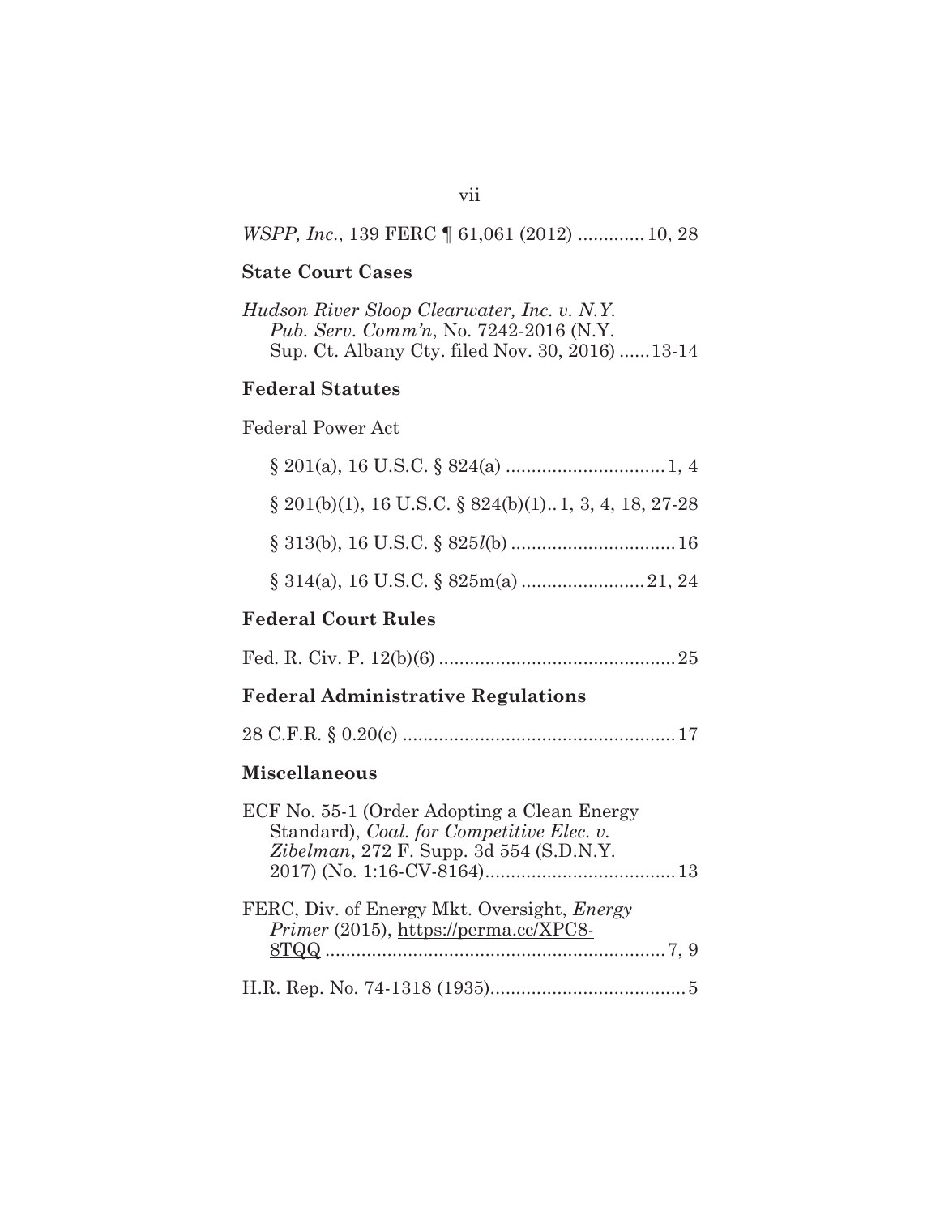*WSPP, Inc.*, 139 FERC ¶ 61,061 (2012) ............. 10, 28

**State Court Cases**

*Hudson River Sloop Clearwater, Inc. v. N.Y. Pub. Serv. Comm'n*, No. 7242-2016 (N.Y. Sup. Ct. Albany Cty. filed Nov. 30, 2016) ...... 13-14

**Federal Statutes**

Federal Power Act

§ 201(a), 16 U.S.C. § 824(a) ............................... 1, 4

§ 201(b)(1), 16 U.S.C. § 824(b)(1).. 1, 3, 4, 18, 27-28

§ 313(b), 16 U.S.C. § 825*l*(b) ................................ 16

§ 314(a), 16 U.S.C. § 825m(a) ........................ 21, 24

**Federal Court Rules**

Fed. R. Civ. P. 12(b)(6) .............................................. 25

**Federal Administrative Regulations**

28 C.F.R. § 0.20(c) ..................................................... 17

**Miscellaneous**

ECF No. 55-1 (Order Adopting a Clean Energy Standard), *Coal. for Competitive Elec. v. Zibelman*, 272 F. Supp. 3d 554 (S.D.N.Y. 2017) (No. 1:16-CV-8164)..................................... 13

FERC, Div. of Energy Mkt. Oversight, *Energy Primer* (2015), https://perma.cc/XPC8-8TQQ .................................................................. 7, 9

H.R. Rep. No. 74-1318 (1935)...................................... 5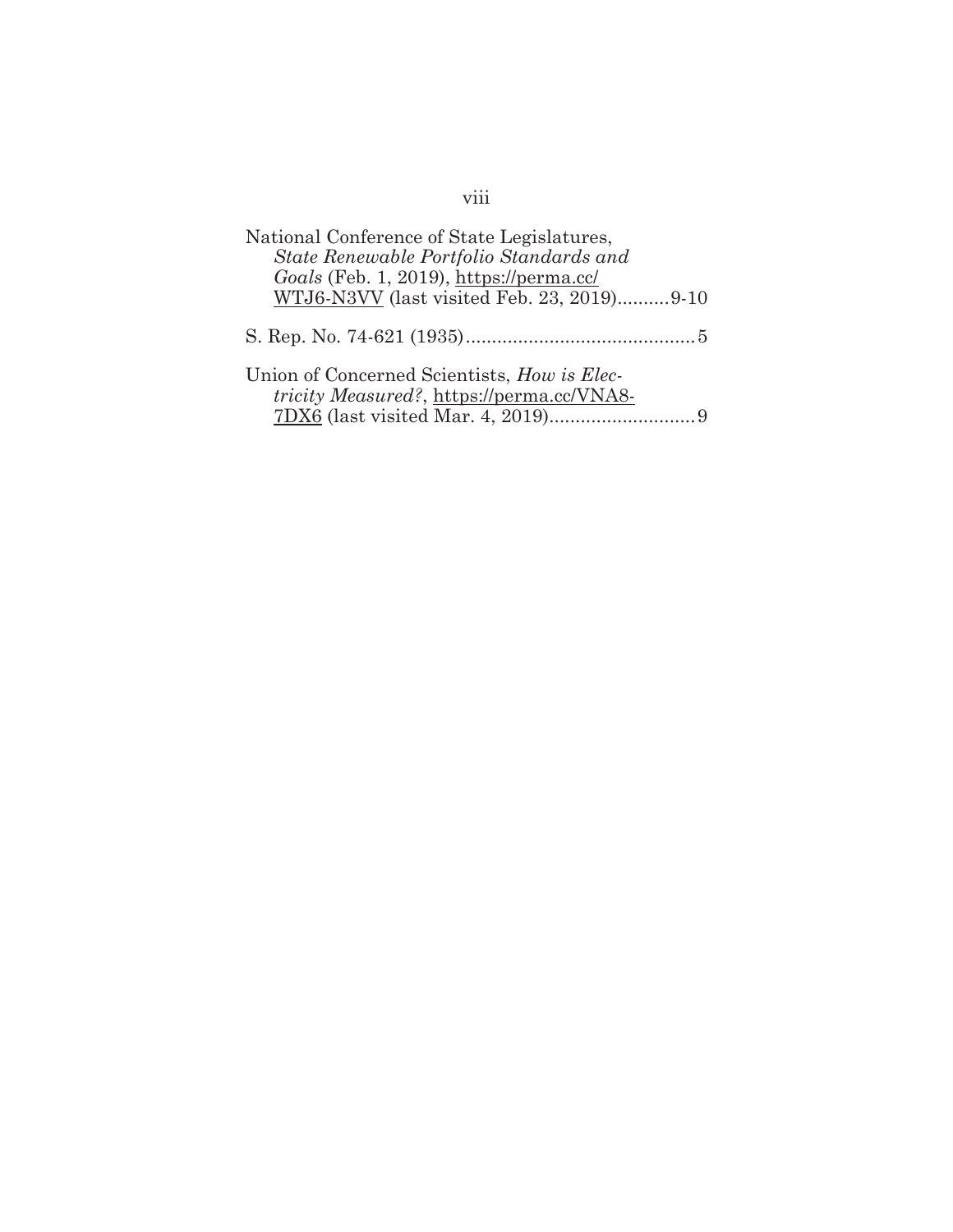National Conference of State Legislatures, *State Renewable Portfolio Standards and Goals* (Feb. 1, 2019), https://perma.cc/WTJ6-N3VV (last visited Feb. 23, 2019)..........9-10

S. Rep. No. 74-621 (1935)............................................5

Union of Concerned Scientists, *How is Electricity Measured?*, https://perma.cc/VNA8-7DX6 (last visited Mar. 4, 2019)............................9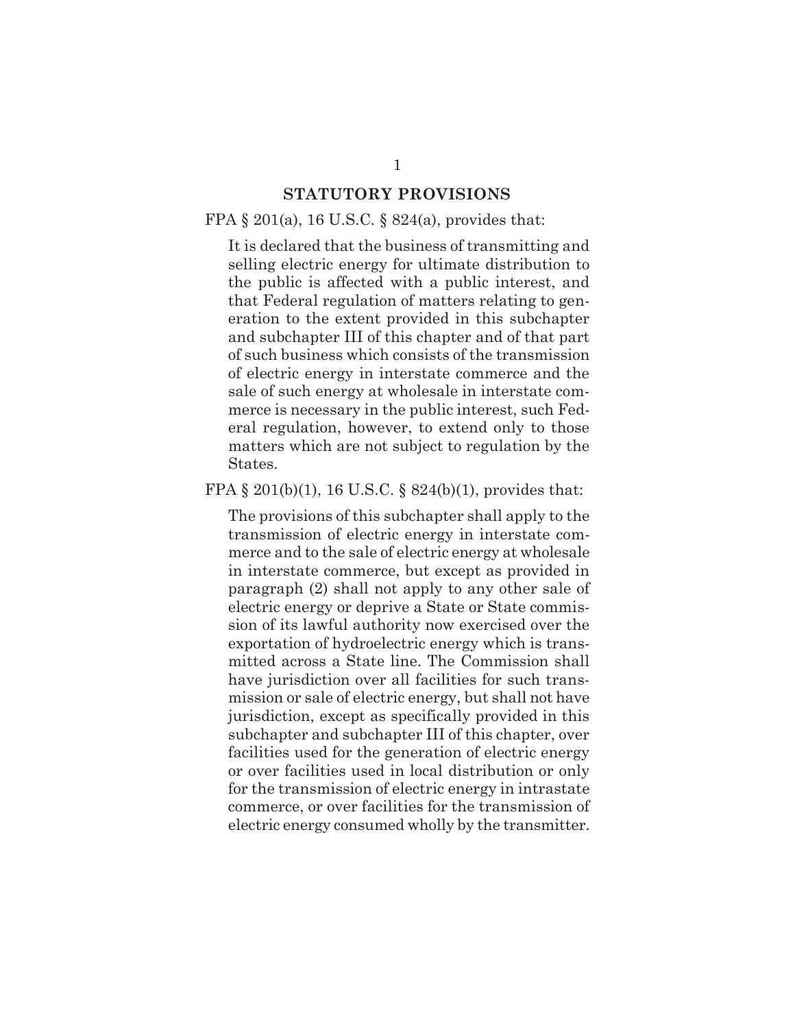## STATUTORY PROVISIONS

FPA § 201(a), 16 U.S.C. § 824(a), provides that:

> It is declared that the business of transmitting and selling electric energy for ultimate distribution to the public is affected with a public interest, and that Federal regulation of matters relating to generation to the extent provided in this subchapter and subchapter III of this chapter and of that part of such business which consists of the transmission of electric energy in interstate commerce and the sale of such energy at wholesale in interstate commerce is necessary in the public interest, such Federal regulation, however, to extend only to those matters which are not subject to regulation by the States.

FPA § 201(b)(1), 16 U.S.C. § 824(b)(1), provides that:

> The provisions of this subchapter shall apply to the transmission of electric energy in interstate commerce and to the sale of electric energy at wholesale in interstate commerce, but except as provided in paragraph (2) shall not apply to any other sale of electric energy or deprive a State or State commission of its lawful authority now exercised over the exportation of hydroelectric energy which is transmitted across a State line. The Commission shall have jurisdiction over all facilities for such transmission or sale of electric energy, but shall not have jurisdiction, except as specifically provided in this subchapter and subchapter III of this chapter, over facilities used for the generation of electric energy or over facilities used in local distribution or only for the transmission of electric energy in intrastate commerce, or over facilities for the transmission of electric energy consumed wholly by the transmitter.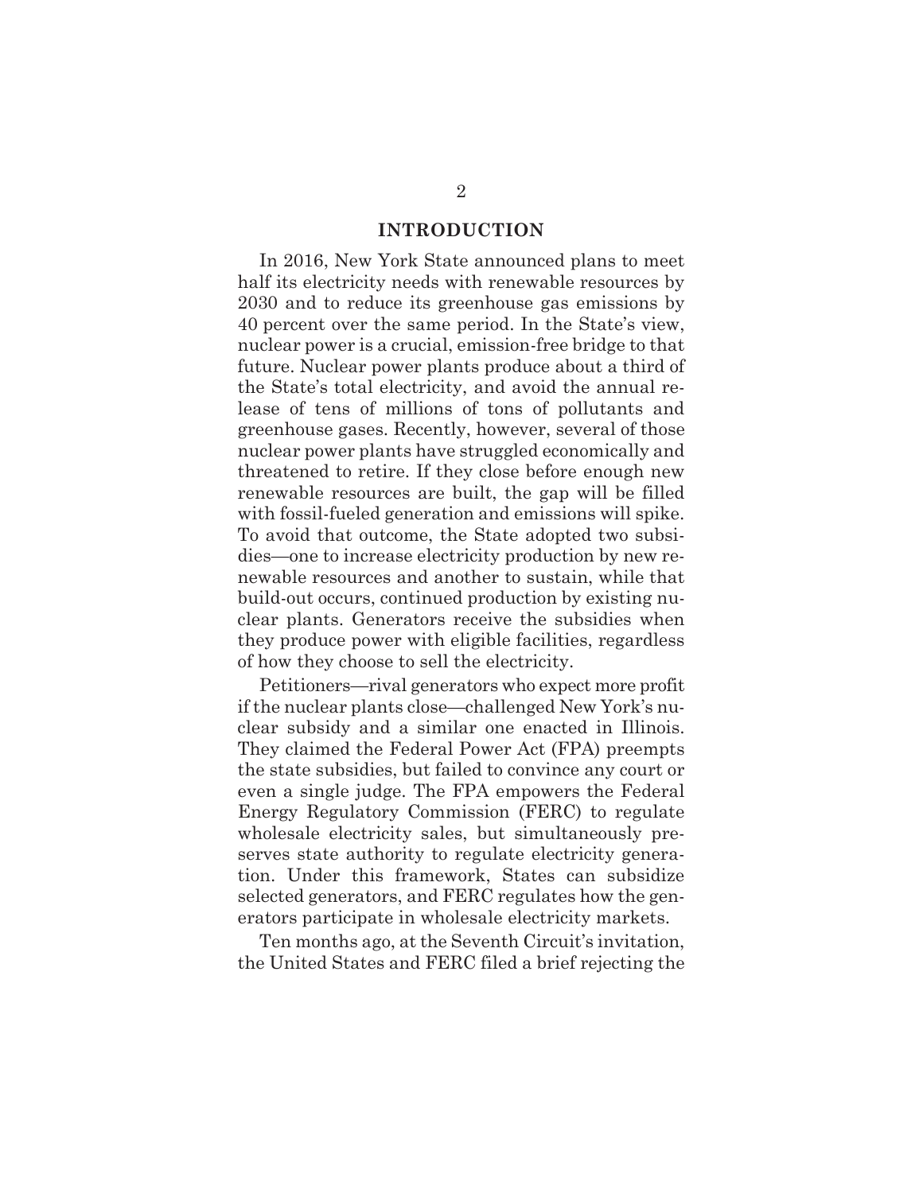## INTRODUCTION

In 2016, New York State announced plans to meet half its electricity needs with renewable resources by 2030 and to reduce its greenhouse gas emissions by 40 percent over the same period. In the State's view, nuclear power is a crucial, emission-free bridge to that future. Nuclear power plants produce about a third of the State's total electricity, and avoid the annual release of tens of millions of tons of pollutants and greenhouse gases. Recently, however, several of those nuclear power plants have struggled economically and threatened to retire. If they close before enough new renewable resources are built, the gap will be filled with fossil-fueled generation and emissions will spike. To avoid that outcome, the State adopted two subsidies—one to increase electricity production by new renewable resources and another to sustain, while that build-out occurs, continued production by existing nuclear plants. Generators receive the subsidies when they produce power with eligible facilities, regardless of how they choose to sell the electricity.

Petitioners—rival generators who expect more profit if the nuclear plants close—challenged New York's nuclear subsidy and a similar one enacted in Illinois. They claimed the Federal Power Act (FPA) preempts the state subsidies, but failed to convince any court or even a single judge. The FPA empowers the Federal Energy Regulatory Commission (FERC) to regulate wholesale electricity sales, but simultaneously preserves state authority to regulate electricity generation. Under this framework, States can subsidize selected generators, and FERC regulates how the generators participate in wholesale electricity markets.

Ten months ago, at the Seventh Circuit's invitation, the United States and FERC filed a brief rejecting the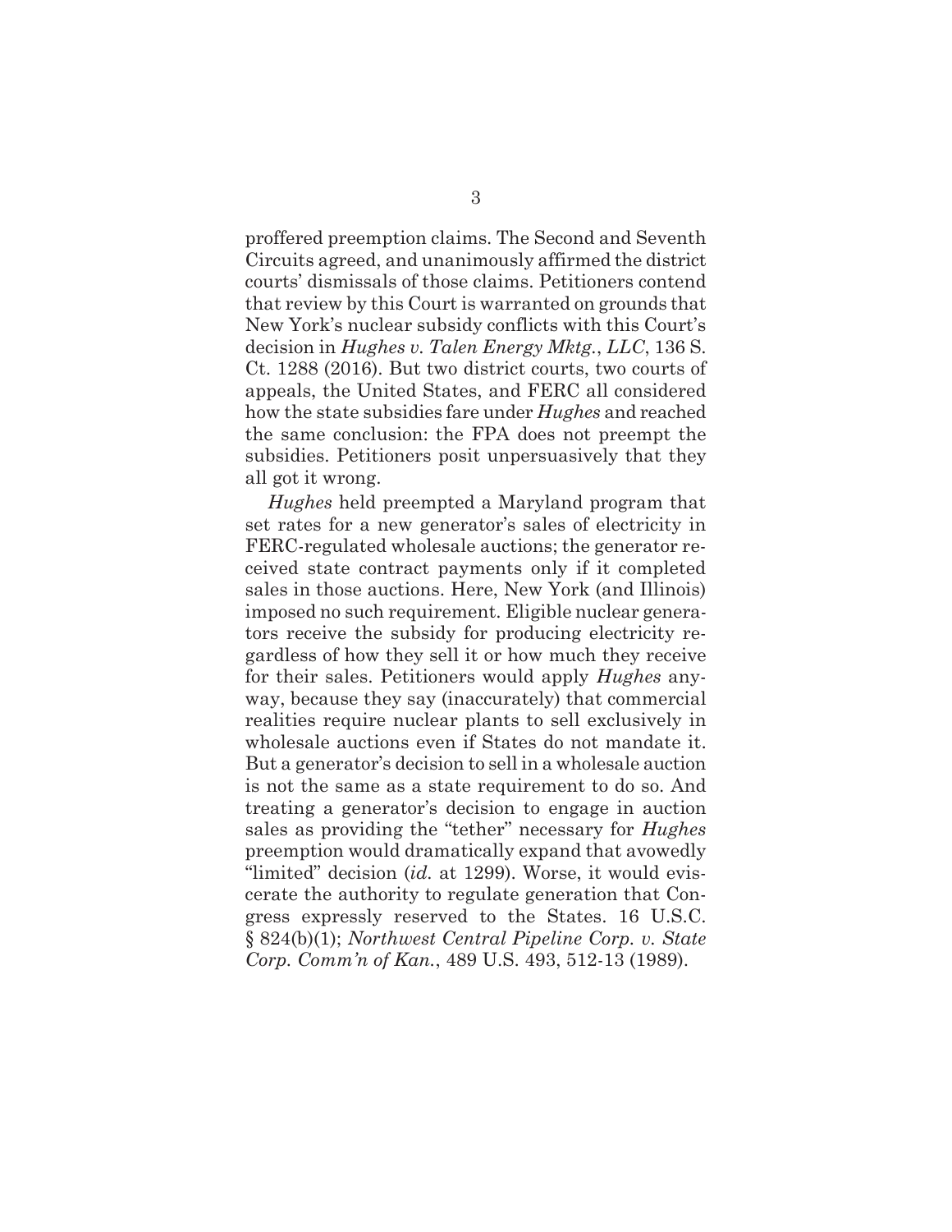proffered preemption claims. The Second and Seventh Circuits agreed, and unanimously affirmed the district courts' dismissals of those claims. Petitioners contend that review by this Court is warranted on grounds that New York's nuclear subsidy conflicts with this Court's decision in *Hughes v. Talen Energy Mktg., LLC*, 136 S. Ct. 1288 (2016). But two district courts, two courts of appeals, the United States, and FERC all considered how the state subsidies fare under *Hughes* and reached the same conclusion: the FPA does not preempt the subsidies. Petitioners posit unpersuasively that they all got it wrong.

*Hughes* held preempted a Maryland program that set rates for a new generator's sales of electricity in FERC-regulated wholesale auctions; the generator received state contract payments only if it completed sales in those auctions. Here, New York (and Illinois) imposed no such requirement. Eligible nuclear generators receive the subsidy for producing electricity regardless of how they sell it or how much they receive for their sales. Petitioners would apply *Hughes* anyway, because they say (inaccurately) that commercial realities require nuclear plants to sell exclusively in wholesale auctions even if States do not mandate it. But a generator's decision to sell in a wholesale auction is not the same as a state requirement to do so. And treating a generator's decision to engage in auction sales as providing the "tether" necessary for *Hughes* preemption would dramatically expand that avowedly "limited" decision (*id.* at 1299). Worse, it would eviscerate the authority to regulate generation that Congress expressly reserved to the States. 16 U.S.C. § 824(b)(1); *Northwest Central Pipeline Corp. v. State Corp. Comm'n of Kan.*, 489 U.S. 493, 512-13 (1989).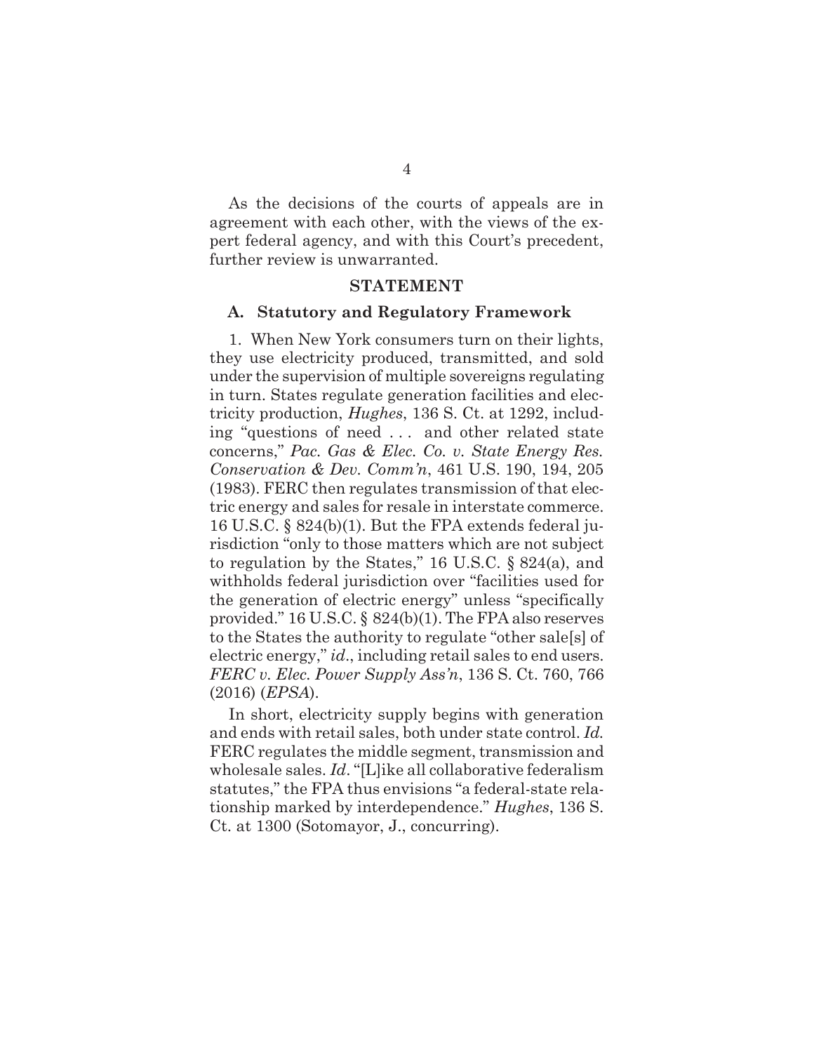As the decisions of the courts of appeals are in agreement with each other, with the views of the expert federal agency, and with this Court's precedent, further review is unwarranted.

## STATEMENT

### A. Statutory and Regulatory Framework

1. When New York consumers turn on their lights, they use electricity produced, transmitted, and sold under the supervision of multiple sovereigns regulating in turn. States regulate generation facilities and electricity production, *Hughes*, 136 S. Ct. at 1292, including "questions of need . . . and other related state concerns," *Pac. Gas & Elec. Co. v. State Energy Res. Conservation & Dev. Comm'n*, 461 U.S. 190, 194, 205 (1983). FERC then regulates transmission of that electric energy and sales for resale in interstate commerce. 16 U.S.C. § 824(b)(1). But the FPA extends federal jurisdiction "only to those matters which are not subject to regulation by the States," 16 U.S.C. § 824(a), and withholds federal jurisdiction over "facilities used for the generation of electric energy" unless "specifically provided." 16 U.S.C. § 824(b)(1). The FPA also reserves to the States the authority to regulate "other sale[s] of electric energy," *id.*, including retail sales to end users. *FERC v. Elec. Power Supply Ass'n*, 136 S. Ct. 760, 766 (2016) (*EPSA*).

In short, electricity supply begins with generation and ends with retail sales, both under state control. *Id.* FERC regulates the middle segment, transmission and wholesale sales. *Id*. "[L]ike all collaborative federalism statutes," the FPA thus envisions "a federal-state relationship marked by interdependence." *Hughes*, 136 S. Ct. at 1300 (Sotomayor, J., concurring).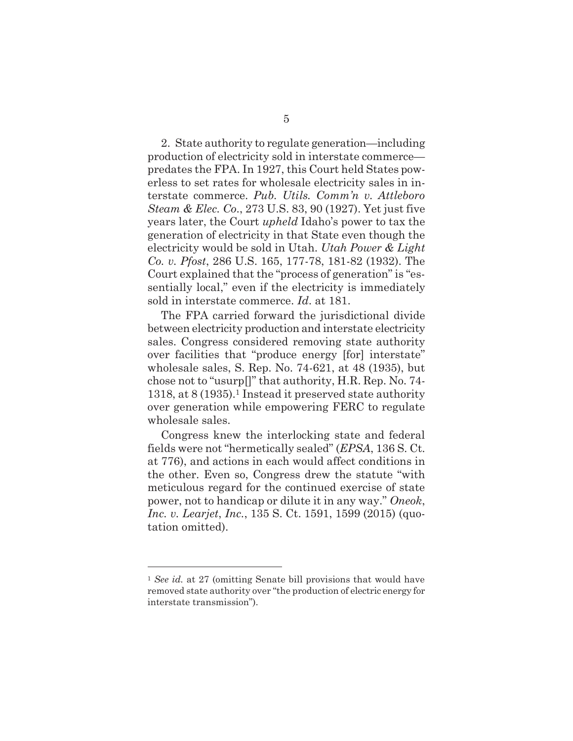2. State authority to regulate generation—including production of electricity sold in interstate commerce—predates the FPA. In 1927, this Court held States powerless to set rates for wholesale electricity sales in interstate commerce. *Pub. Utils. Comm'n v. Attleboro Steam & Elec. Co.*, 273 U.S. 83, 90 (1927). Yet just five years later, the Court *upheld* Idaho's power to tax the generation of electricity in that State even though the electricity would be sold in Utah. *Utah Power & Light Co. v. Pfost*, 286 U.S. 165, 177-78, 181-82 (1932). The Court explained that the "process of generation" is "essentially local," even if the electricity is immediately sold in interstate commerce. *Id.* at 181.

The FPA carried forward the jurisdictional divide between electricity production and interstate electricity sales. Congress considered removing state authority over facilities that "produce energy [for] interstate" wholesale sales, S. Rep. No. 74-621, at 48 (1935), but chose not to "usurp[]" that authority, H.R. Rep. No. 74-1318, at 8 (1935).[1] Instead it preserved state authority over generation while empowering FERC to regulate wholesale sales.

Congress knew the interlocking state and federal fields were not "hermetically sealed" (*EPSA*, 136 S. Ct. at 776), and actions in each would affect conditions in the other. Even so, Congress drew the statute "with meticulous regard for the continued exercise of state power, not to handicap or dilute it in any way." *Oneok, Inc. v. Learjet, Inc.*, 135 S. Ct. 1591, 1599 (2015) (quotation omitted).

---

[1] *See id.* at 27 (omitting Senate bill provisions that would have removed state authority over "the production of electric energy for interstate transmission").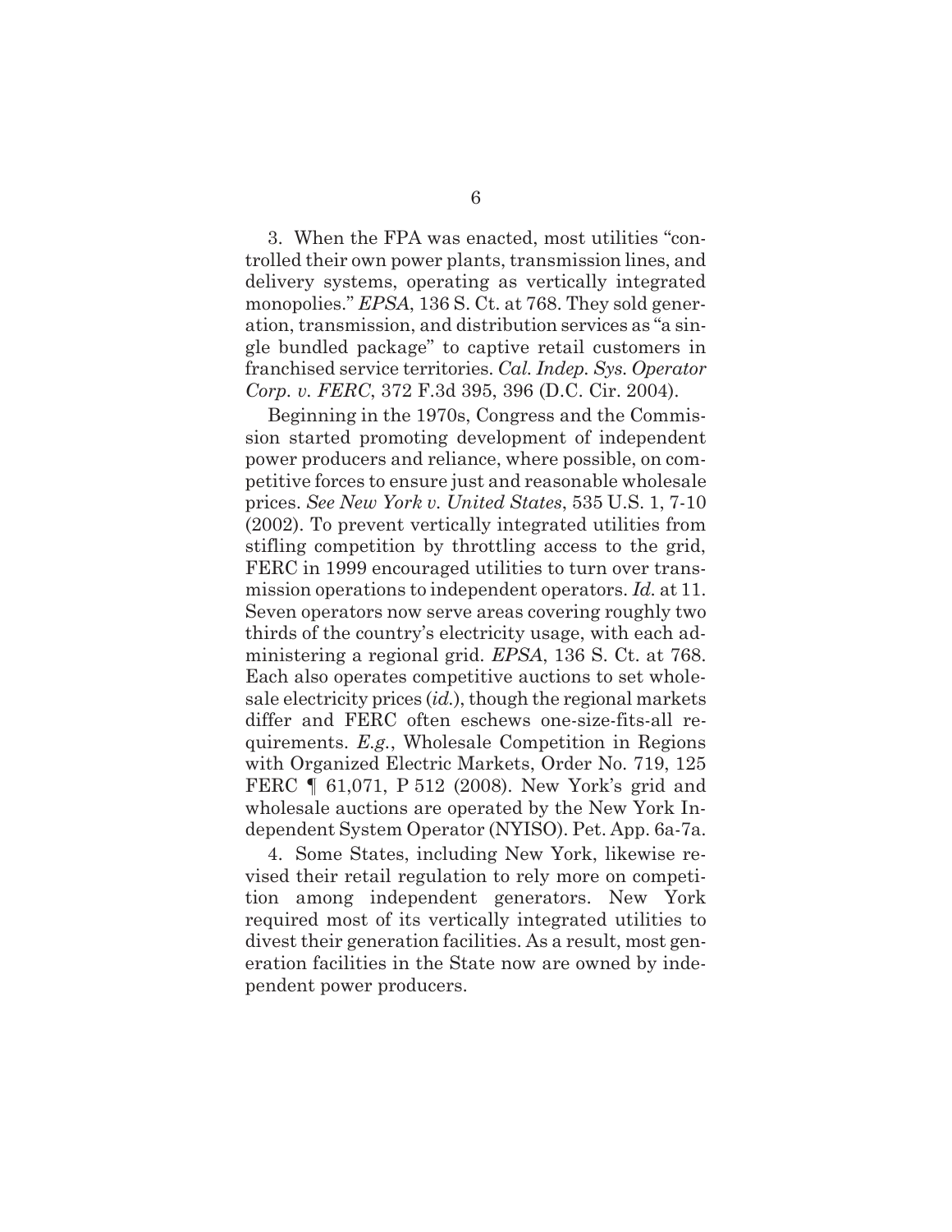3. When the FPA was enacted, most utilities "controlled their own power plants, transmission lines, and delivery systems, operating as vertically integrated monopolies." *EPSA*, 136 S. Ct. at 768. They sold generation, transmission, and distribution services as "a single bundled package" to captive retail customers in franchised service territories. *Cal. Indep. Sys. Operator Corp. v. FERC*, 372 F.3d 395, 396 (D.C. Cir. 2004).

Beginning in the 1970s, Congress and the Commission started promoting development of independent power producers and reliance, where possible, on competitive forces to ensure just and reasonable wholesale prices. *See New York v. United States*, 535 U.S. 1, 7-10 (2002). To prevent vertically integrated utilities from stifling competition by throttling access to the grid, FERC in 1999 encouraged utilities to turn over transmission operations to independent operators. *Id.* at 11. Seven operators now serve areas covering roughly two thirds of the country's electricity usage, with each administering a regional grid. *EPSA*, 136 S. Ct. at 768. Each also operates competitive auctions to set wholesale electricity prices (*id.*), though the regional markets differ and FERC often eschews one-size-fits-all requirements. *E.g.*, Wholesale Competition in Regions with Organized Electric Markets, Order No. 719, 125 FERC ¶ 61,071, P 512 (2008). New York's grid and wholesale auctions are operated by the New York Independent System Operator (NYISO). Pet. App. 6a-7a.

4. Some States, including New York, likewise revised their retail regulation to rely more on competition among independent generators. New York required most of its vertically integrated utilities to divest their generation facilities. As a result, most generation facilities in the State now are owned by independent power producers.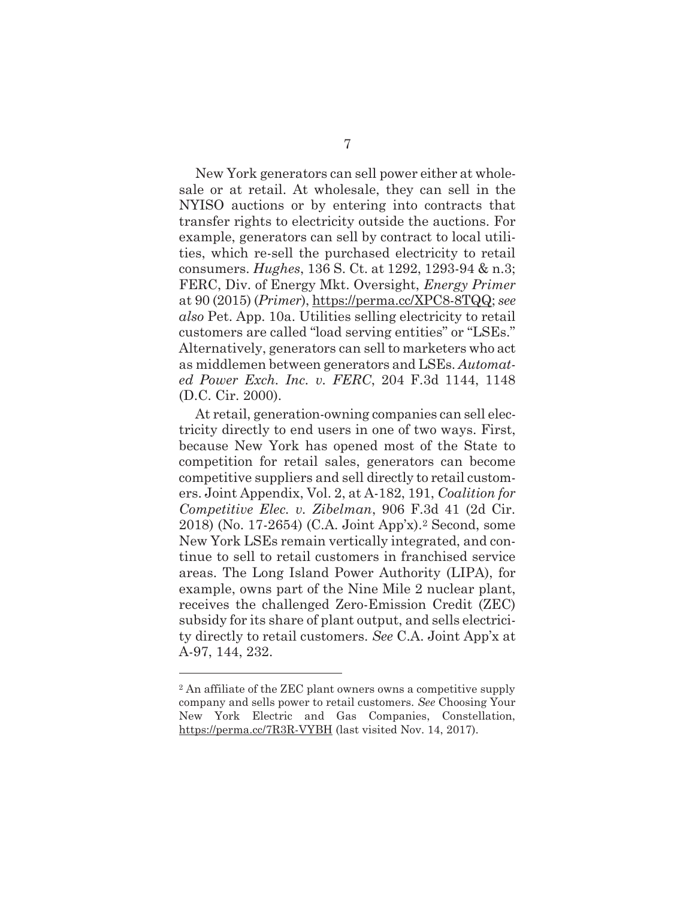New York generators can sell power either at wholesale or at retail. At wholesale, they can sell in the NYISO auctions or by entering into contracts that transfer rights to electricity outside the auctions. For example, generators can sell by contract to local utilities, which re-sell the purchased electricity to retail consumers. *Hughes*, 136 S. Ct. at 1292, 1293-94 & n.3; FERC, Div. of Energy Mkt. Oversight, *Energy Primer* at 90 (2015) (*Primer*), https://perma.cc/XPC8-8TQQ; *see also* Pet. App. 10a. Utilities selling electricity to retail customers are called "load serving entities" or "LSEs." Alternatively, generators can sell to marketers who act as middlemen between generators and LSEs. *Automated Power Exch. Inc. v. FERC*, 204 F.3d 1144, 1148 (D.C. Cir. 2000).

At retail, generation-owning companies can sell electricity directly to end users in one of two ways. First, because New York has opened most of the State to competition for retail sales, generators can become competitive suppliers and sell directly to retail customers. Joint Appendix, Vol. 2, at A-182, 191, *Coalition for Competitive Elec. v. Zibelman*, 906 F.3d 41 (2d Cir. 2018) (No. 17-2654) (C.A. Joint App'x).[2] Second, some New York LSEs remain vertically integrated, and continue to sell to retail customers in franchised service areas. The Long Island Power Authority (LIPA), for example, owns part of the Nine Mile 2 nuclear plant, receives the challenged Zero-Emission Credit (ZEC) subsidy for its share of plant output, and sells electricity directly to retail customers. *See* C.A. Joint App'x at A-97, 144, 232.

---

[2] An affiliate of the ZEC plant owners owns a competitive supply company and sells power to retail customers. *See* Choosing Your New York Electric and Gas Companies, Constellation, https://perma.cc/7R3R-VYBH (last visited Nov. 14, 2017).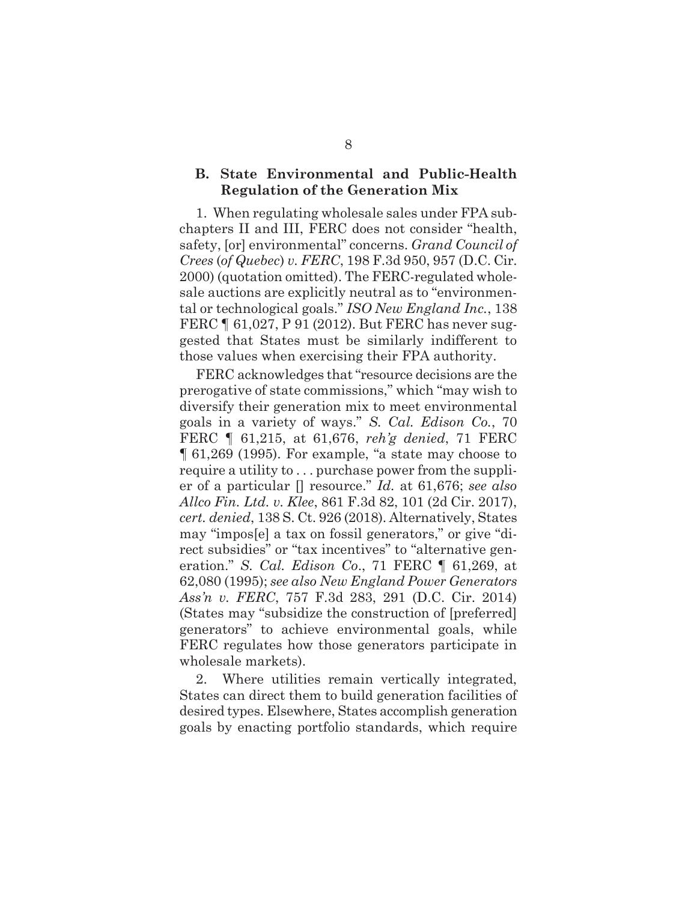### B. State Environmental and Public-Health Regulation of the Generation Mix

1. When regulating wholesale sales under FPA subchapters II and III, FERC does not consider "health, safety, [or] environmental" concerns. *Grand Council of Crees (of Quebec) v. FERC*, 198 F.3d 950, 957 (D.C. Cir. 2000) (quotation omitted). The FERC-regulated wholesale auctions are explicitly neutral as to "environmental or technological goals." *ISO New England Inc.*, 138 FERC ¶ 61,027, P 91 (2012). But FERC has never suggested that States must be similarly indifferent to those values when exercising their FPA authority.

FERC acknowledges that "resource decisions are the prerogative of state commissions," which "may wish to diversify their generation mix to meet environmental goals in a variety of ways." *S. Cal. Edison Co.*, 70 FERC ¶ 61,215, at 61,676, *reh'g denied*, 71 FERC ¶ 61,269 (1995). For example, "a state may choose to require a utility to . . . purchase power from the supplier of a particular [] resource." *Id.* at 61,676; *see also Allco Fin. Ltd. v. Klee*, 861 F.3d 82, 101 (2d Cir. 2017), *cert. denied*, 138 S. Ct. 926 (2018). Alternatively, States may "impos[e] a tax on fossil generators," or give "direct subsidies" or "tax incentives" to "alternative generation." *S. Cal. Edison Co*., 71 FERC ¶ 61,269, at 62,080 (1995); *see also New England Power Generators Ass'n v. FERC*, 757 F.3d 283, 291 (D.C. Cir. 2014) (States may "subsidize the construction of [preferred] generators" to achieve environmental goals, while FERC regulates how those generators participate in wholesale markets).

2. Where utilities remain vertically integrated, States can direct them to build generation facilities of desired types. Elsewhere, States accomplish generation goals by enacting portfolio standards, which require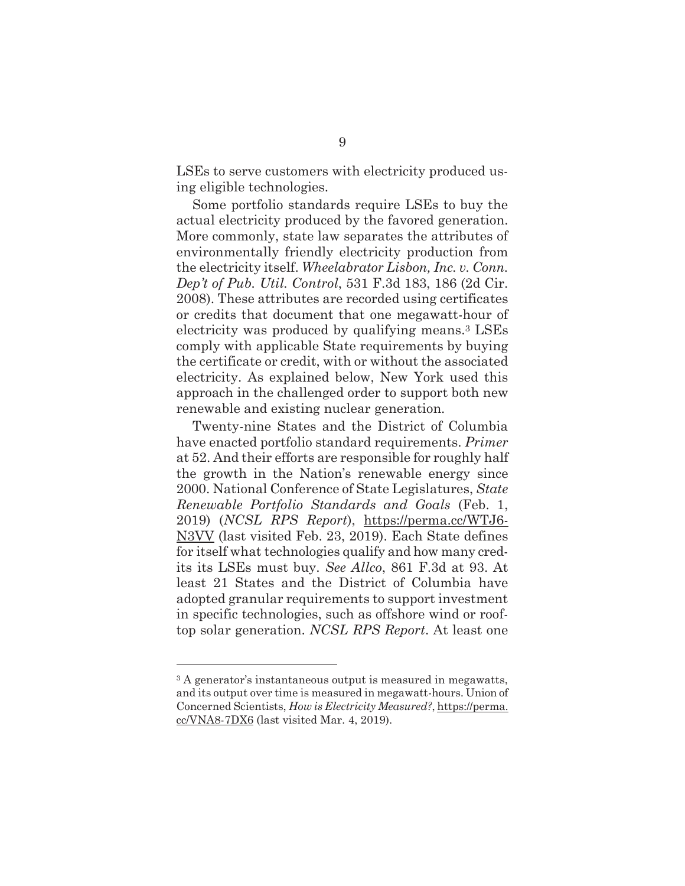LSEs to serve customers with electricity produced using eligible technologies.

Some portfolio standards require LSEs to buy the actual electricity produced by the favored generation. More commonly, state law separates the attributes of environmentally friendly electricity production from the electricity itself. *Wheelabrator Lisbon, Inc. v. Conn. Dep't of Pub. Util. Control*, 531 F.3d 183, 186 (2d Cir. 2008). These attributes are recorded using certificates or credits that document that one megawatt-hour of electricity was produced by qualifying means.[3] LSEs comply with applicable State requirements by buying the certificate or credit, with or without the associated electricity. As explained below, New York used this approach in the challenged order to support both new renewable and existing nuclear generation.

Twenty-nine States and the District of Columbia have enacted portfolio standard requirements. *Primer* at 52. And their efforts are responsible for roughly half the growth in the Nation's renewable energy since 2000. National Conference of State Legislatures, *State Renewable Portfolio Standards and Goals* (Feb. 1, 2019) (*NCSL RPS Report*), https://perma.cc/WTJ6-N3VV (last visited Feb. 23, 2019). Each State defines for itself what technologies qualify and how many credits its LSEs must buy. *See Allco*, 861 F.3d at 93. At least 21 States and the District of Columbia have adopted granular requirements to support investment in specific technologies, such as offshore wind or rooftop solar generation. *NCSL RPS Report*. At least one

---

[3] A generator's instantaneous output is measured in megawatts, and its output over time is measured in megawatt-hours. Union of Concerned Scientists, *How is Electricity Measured?*, https://perma.cc/VNA8-7DX6 (last visited Mar. 4, 2019).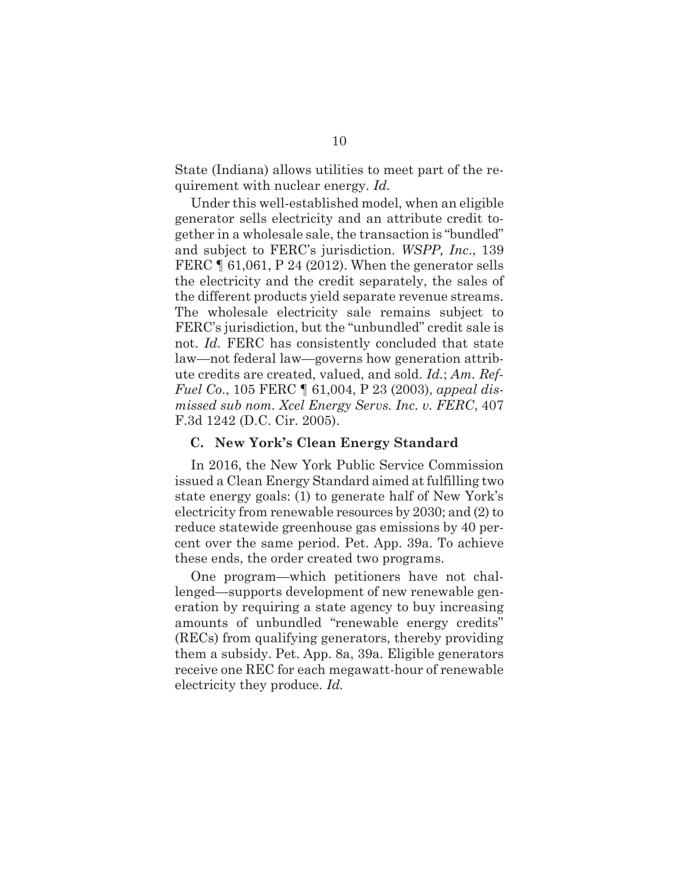State (Indiana) allows utilities to meet part of the requirement with nuclear energy. *Id.*

Under this well-established model, when an eligible generator sells electricity and an attribute credit together in a wholesale sale, the transaction is "bundled" and subject to FERC's jurisdiction. *WSPP, Inc.*, 139 FERC ¶ 61,061, P 24 (2012). When the generator sells the electricity and the credit separately, the sales of the different products yield separate revenue streams. The wholesale electricity sale remains subject to FERC's jurisdiction, but the "unbundled" credit sale is not. *Id.* FERC has consistently concluded that state law—not federal law—governs how generation attribute credits are created, valued, and sold. *Id.*; *Am. Ref-Fuel Co.*, 105 FERC ¶ 61,004, P 23 (2003), *appeal dismissed sub nom. Xcel Energy Servs. Inc. v. FERC*, 407 F.3d 1242 (D.C. Cir. 2005).

### C. New York's Clean Energy Standard

In 2016, the New York Public Service Commission issued a Clean Energy Standard aimed at fulfilling two state energy goals: (1) to generate half of New York's electricity from renewable resources by 2030; and (2) to reduce statewide greenhouse gas emissions by 40 percent over the same period. Pet. App. 39a. To achieve these ends, the order created two programs.

One program—which petitioners have not challenged—supports development of new renewable generation by requiring a state agency to buy increasing amounts of unbundled "renewable energy credits" (RECs) from qualifying generators, thereby providing them a subsidy. Pet. App. 8a, 39a. Eligible generators receive one REC for each megawatt-hour of renewable electricity they produce. *Id.*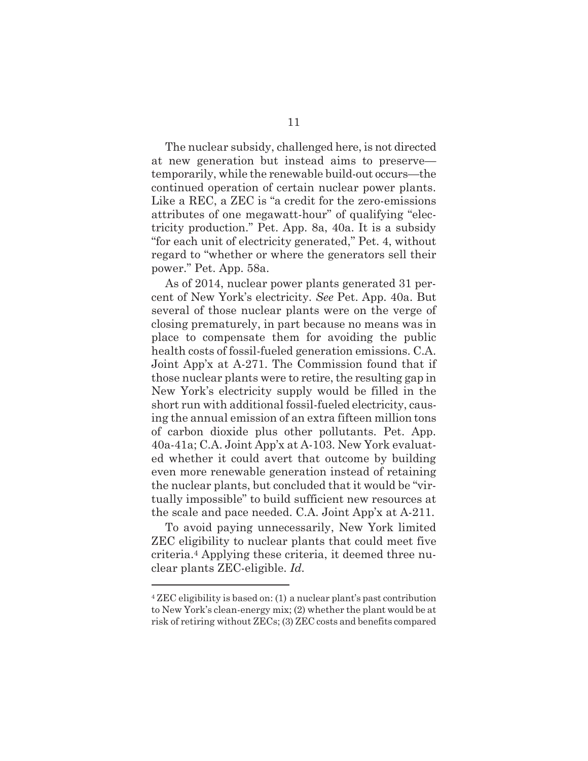The nuclear subsidy, challenged here, is not directed at new generation but instead aims to preserve—temporarily, while the renewable build-out occurs—the continued operation of certain nuclear power plants. Like a REC, a ZEC is "a credit for the zero-emissions attributes of one megawatt-hour" of qualifying "electricity production." Pet. App. 8a, 40a. It is a subsidy "for each unit of electricity generated," Pet. 4, without regard to "whether or where the generators sell their power." Pet. App. 58a.

As of 2014, nuclear power plants generated 31 percent of New York's electricity. *See* Pet. App. 40a. But several of those nuclear plants were on the verge of closing prematurely, in part because no means was in place to compensate them for avoiding the public health costs of fossil-fueled generation emissions. C.A. Joint App'x at A-271. The Commission found that if those nuclear plants were to retire, the resulting gap in New York's electricity supply would be filled in the short run with additional fossil-fueled electricity, causing the annual emission of an extra fifteen million tons of carbon dioxide plus other pollutants. Pet. App. 40a-41a; C.A. Joint App'x at A-103. New York evaluated whether it could avert that outcome by building even more renewable generation instead of retaining the nuclear plants, but concluded that it would be "virtually impossible" to build sufficient new resources at the scale and pace needed. C.A. Joint App'x at A-211.

To avoid paying unnecessarily, New York limited ZEC eligibility to nuclear plants that could meet five criteria.[4] Applying these criteria, it deemed three nuclear plants ZEC-eligible. *Id.*

---

[4] ZEC eligibility is based on: (1) a nuclear plant's past contribution to New York's clean-energy mix; (2) whether the plant would be at risk of retiring without ZECs; (3) ZEC costs and benefits compared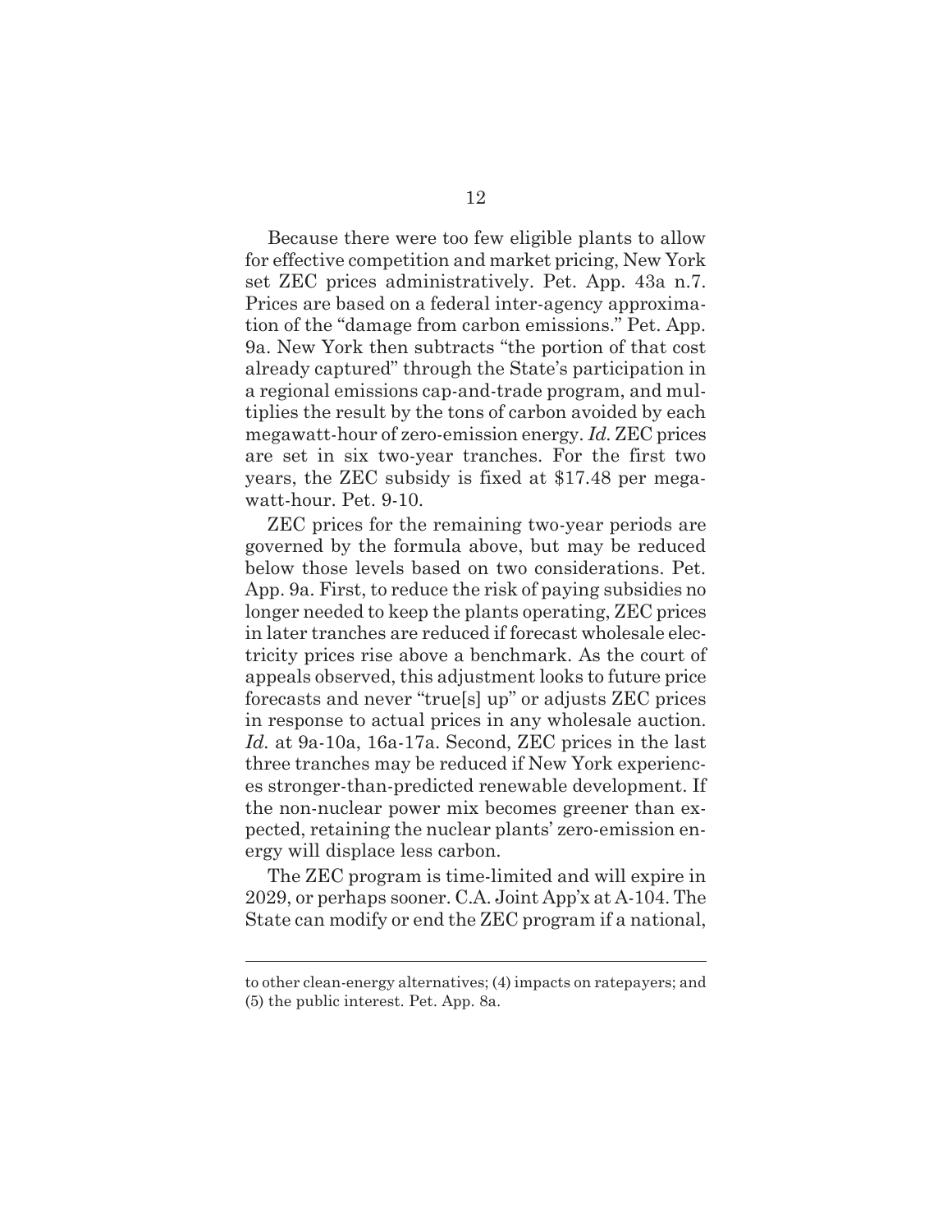Because there were too few eligible plants to allow for effective competition and market pricing, New York set ZEC prices administratively. Pet. App. 43a n.7. Prices are based on a federal inter-agency approximation of the "damage from carbon emissions." Pet. App. 9a. New York then subtracts "the portion of that cost already captured" through the State's participation in a regional emissions cap-and-trade program, and multiplies the result by the tons of carbon avoided by each megawatt-hour of zero-emission energy. *Id.* ZEC prices are set in six two-year tranches. For the first two years, the ZEC subsidy is fixed at $17.48 per megawatt-hour. Pet. 9-10.

ZEC prices for the remaining two-year periods are governed by the formula above, but may be reduced below those levels based on two considerations. Pet. App. 9a. First, to reduce the risk of paying subsidies no longer needed to keep the plants operating, ZEC prices in later tranches are reduced if forecast wholesale electricity prices rise above a benchmark. As the court of appeals observed, this adjustment looks to future price forecasts and never "true[s] up" or adjusts ZEC prices in response to actual prices in any wholesale auction. *Id.* at 9a-10a, 16a-17a. Second, ZEC prices in the last three tranches may be reduced if New York experiences stronger-than-predicted renewable development. If the non-nuclear power mix becomes greener than expected, retaining the nuclear plants' zero-emission energy will displace less carbon.

The ZEC program is time-limited and will expire in 2029, or perhaps sooner. C.A. Joint App'x at A-104. The State can modify or end the ZEC program if a national,

---

to other clean-energy alternatives; (4) impacts on ratepayers; and (5) the public interest. Pet. App. 8a.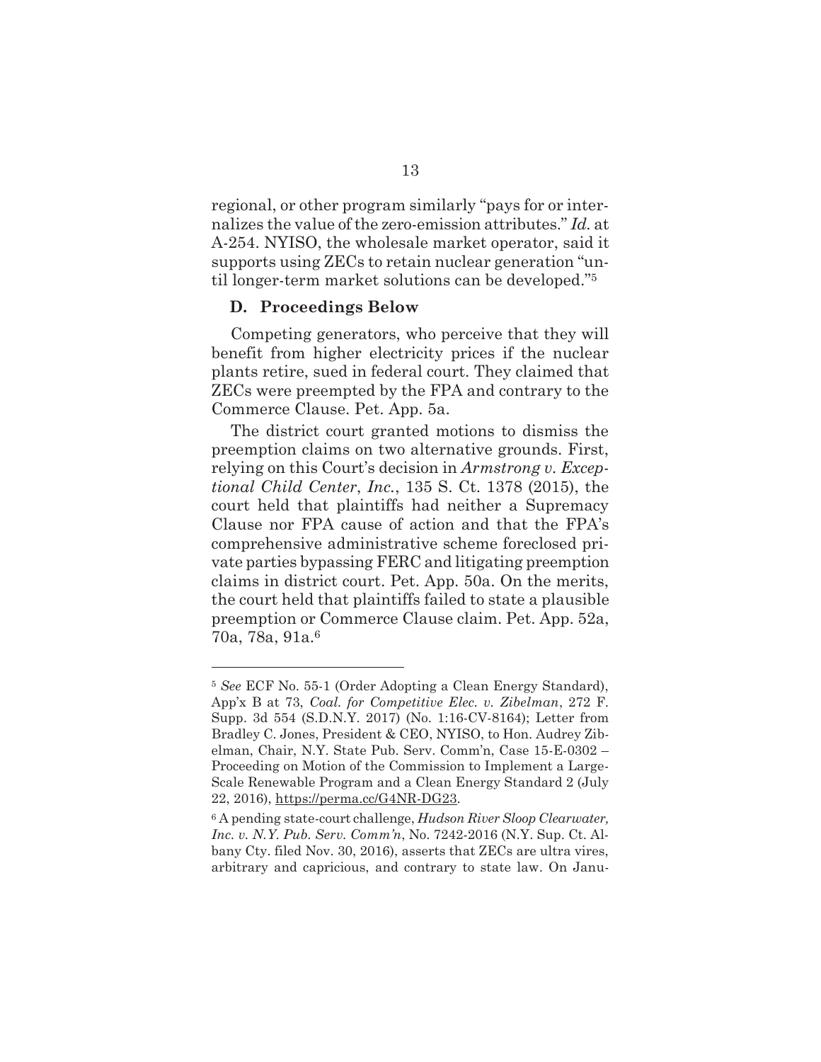regional, or other program similarly "pays for or internalizes the value of the zero-emission attributes." *Id.* at A-254. NYISO, the wholesale market operator, said it supports using ZECs to retain nuclear generation "until longer-term market solutions can be developed."[5]

### D. Proceedings Below

Competing generators, who perceive that they will benefit from higher electricity prices if the nuclear plants retire, sued in federal court. They claimed that ZECs were preempted by the FPA and contrary to the Commerce Clause. Pet. App. 5a.

The district court granted motions to dismiss the preemption claims on two alternative grounds. First, relying on this Court's decision in *Armstrong v. Exceptional Child Center*, *Inc.*, 135 S. Ct. 1378 (2015), the court held that plaintiffs had neither a Supremacy Clause nor FPA cause of action and that the FPA's comprehensive administrative scheme foreclosed private parties bypassing FERC and litigating preemption claims in district court. Pet. App. 50a. On the merits, the court held that plaintiffs failed to state a plausible preemption or Commerce Clause claim. Pet. App. 52a, 70a, 78a, 91a.[6]

---

[5] *See* ECF No. 55-1 (Order Adopting a Clean Energy Standard), App'x B at 73, *Coal. for Competitive Elec. v. Zibelman*, 272 F. Supp. 3d 554 (S.D.N.Y. 2017) (No. 1:16-CV-8164); Letter from Bradley C. Jones, President & CEO, NYISO, to Hon. Audrey Zibelman, Chair, N.Y. State Pub. Serv. Comm'n, Case 15-E-0302 – Proceeding on Motion of the Commission to Implement a Large-Scale Renewable Program and a Clean Energy Standard 2 (July 22, 2016), https://perma.cc/G4NR-DG23.

[6] A pending state-court challenge, *Hudson River Sloop Clearwater, Inc. v. N.Y. Pub. Serv. Comm'n*, No. 7242-2016 (N.Y. Sup. Ct. Albany Cty. filed Nov. 30, 2016), asserts that ZECs are ultra vires, arbitrary and capricious, and contrary to state law. On Janu-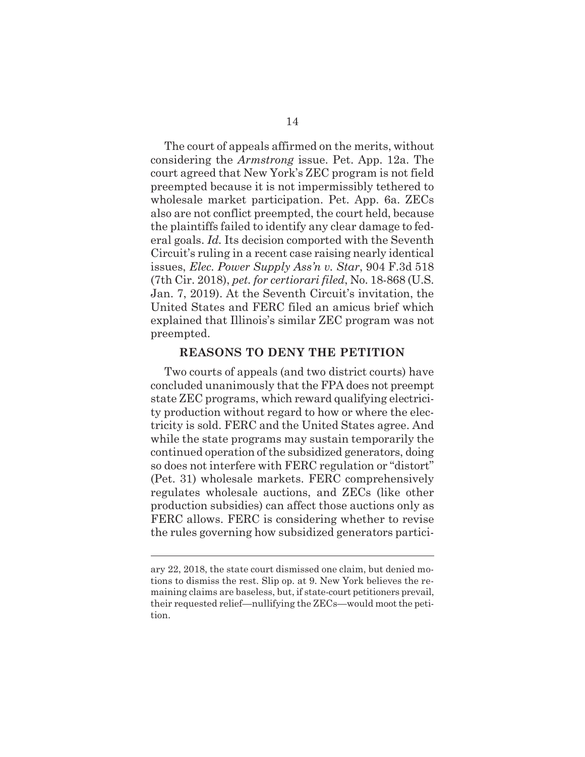The court of appeals affirmed on the merits, without considering the *Armstrong* issue. Pet. App. 12a. The court agreed that New York's ZEC program is not field preempted because it is not impermissibly tethered to wholesale market participation. Pet. App. 6a. ZECs also are not conflict preempted, the court held, because the plaintiffs failed to identify any clear damage to federal goals. *Id.* Its decision comported with the Seventh Circuit's ruling in a recent case raising nearly identical issues, *Elec. Power Supply Ass'n v. Star*, 904 F.3d 518 (7th Cir. 2018), *pet. for certiorari filed*, No. 18-868 (U.S. Jan. 7, 2019). At the Seventh Circuit's invitation, the United States and FERC filed an amicus brief which explained that Illinois's similar ZEC program was not preempted.

## REASONS TO DENY THE PETITION

Two courts of appeals (and two district courts) have concluded unanimously that the FPA does not preempt state ZEC programs, which reward qualifying electricity production without regard to how or where the electricity is sold. FERC and the United States agree. And while the state programs may sustain temporarily the continued operation of the subsidized generators, doing so does not interfere with FERC regulation or "distort" (Pet. 31) wholesale markets. FERC comprehensively regulates wholesale auctions, and ZECs (like other production subsidies) can affect those auctions only as FERC allows. FERC is considering whether to revise the rules governing how subsidized generators partici-

---

ary 22, 2018, the state court dismissed one claim, but denied motions to dismiss the rest. Slip op. at 9. New York believes the remaining claims are baseless, but, if state-court petitioners prevail, their requested relief—nullifying the ZECs—would moot the petition.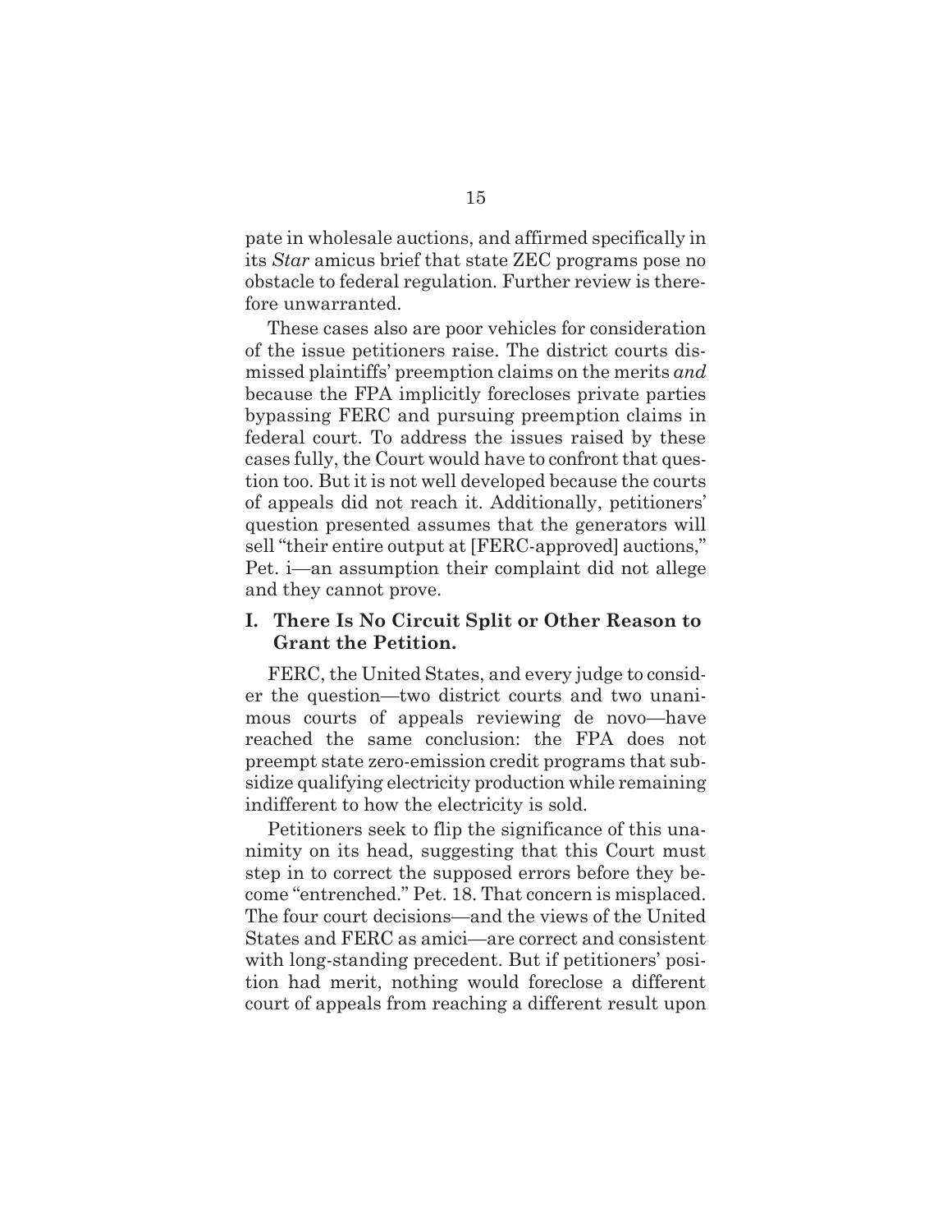pate in wholesale auctions, and affirmed specifically in its *Star* amicus brief that state ZEC programs pose no obstacle to federal regulation. Further review is therefore unwarranted.

These cases also are poor vehicles for consideration of the issue petitioners raise. The district courts dismissed plaintiffs' preemption claims on the merits *and* because the FPA implicitly forecloses private parties bypassing FERC and pursuing preemption claims in federal court. To address the issues raised by these cases fully, the Court would have to confront that question too. But it is not well developed because the courts of appeals did not reach it. Additionally, petitioners' question presented assumes that the generators will sell "their entire output at [FERC-approved] auctions," Pet. i—an assumption their complaint did not allege and they cannot prove.

## I. There Is No Circuit Split or Other Reason to Grant the Petition.

FERC, the United States, and every judge to consider the question—two district courts and two unanimous courts of appeals reviewing de novo—have reached the same conclusion: the FPA does not preempt state zero-emission credit programs that subsidize qualifying electricity production while remaining indifferent to how the electricity is sold.

Petitioners seek to flip the significance of this unanimity on its head, suggesting that this Court must step in to correct the supposed errors before they become "entrenched." Pet. 18. That concern is misplaced. The four court decisions—and the views of the United States and FERC as amici—are correct and consistent with long-standing precedent. But if petitioners' position had merit, nothing would foreclose a different court of appeals from reaching a different result upon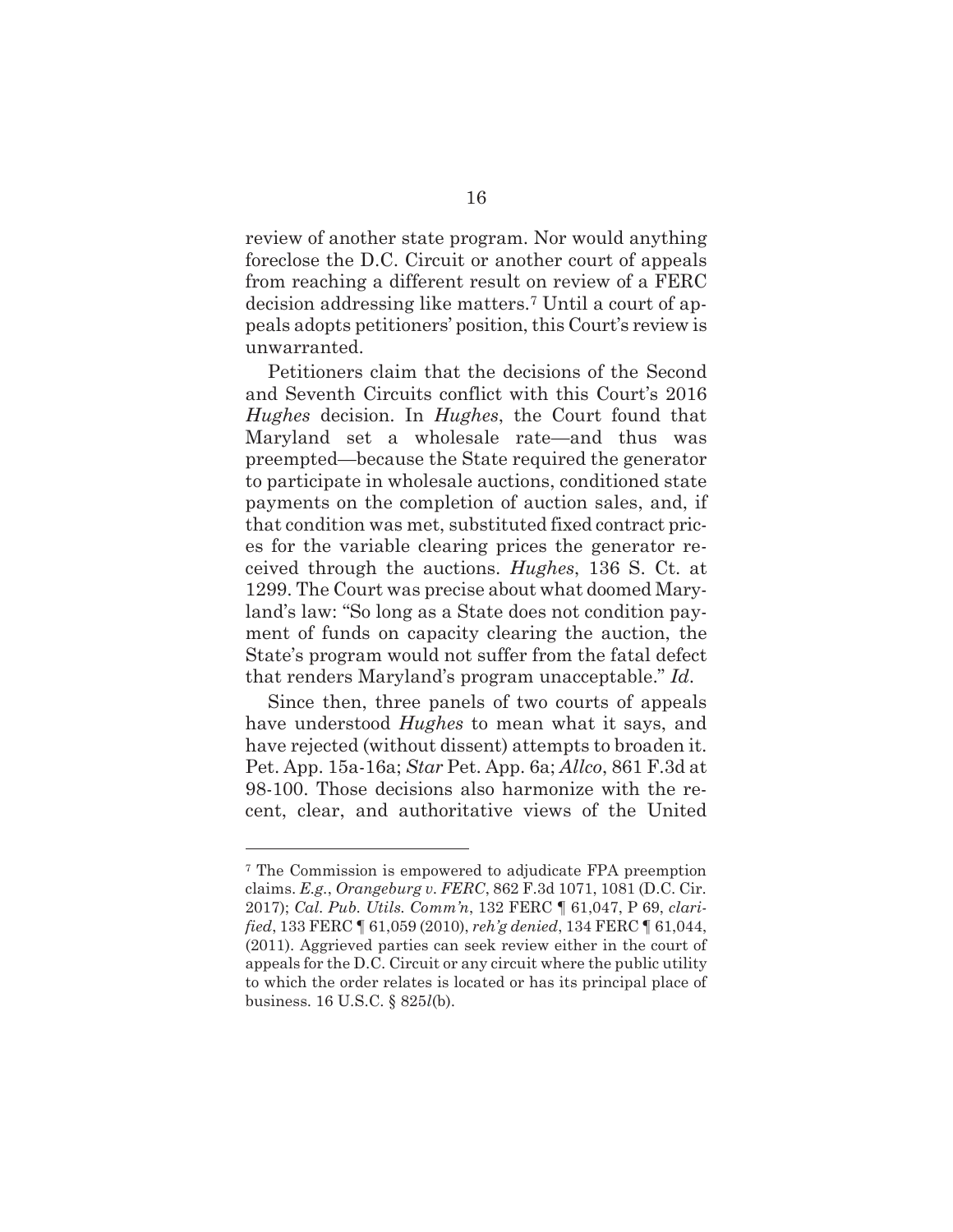review of another state program. Nor would anything foreclose the D.C. Circuit or another court of appeals from reaching a different result on review of a FERC decision addressing like matters.[7] Until a court of appeals adopts petitioners' position, this Court's review is unwarranted.

Petitioners claim that the decisions of the Second and Seventh Circuits conflict with this Court's 2016 *Hughes* decision. In *Hughes*, the Court found that Maryland set a wholesale rate—and thus was preempted—because the State required the generator to participate in wholesale auctions, conditioned state payments on the completion of auction sales, and, if that condition was met, substituted fixed contract prices for the variable clearing prices the generator received through the auctions. *Hughes*, 136 S. Ct. at 1299. The Court was precise about what doomed Maryland's law: "So long as a State does not condition payment of funds on capacity clearing the auction, the State's program would not suffer from the fatal defect that renders Maryland's program unacceptable." *Id.*

Since then, three panels of two courts of appeals have understood *Hughes* to mean what it says, and have rejected (without dissent) attempts to broaden it. Pet. App. 15a-16a; *Star* Pet. App. 6a; *Allco*, 861 F.3d at 98-100. Those decisions also harmonize with the recent, clear, and authoritative views of the United

---

[7] The Commission is empowered to adjudicate FPA preemption claims. *E.g.*, *Orangeburg v. FERC*, 862 F.3d 1071, 1081 (D.C. Cir. 2017); *Cal. Pub. Utils. Comm'n*, 132 FERC ¶ 61,047, P 69, *clarified*, 133 FERC ¶ 61,059 (2010), *reh'g denied*, 134 FERC ¶ 61,044, (2011). Aggrieved parties can seek review either in the court of appeals for the D.C. Circuit or any circuit where the public utility to which the order relates is located or has its principal place of business. 16 U.S.C. § 825*l*(b).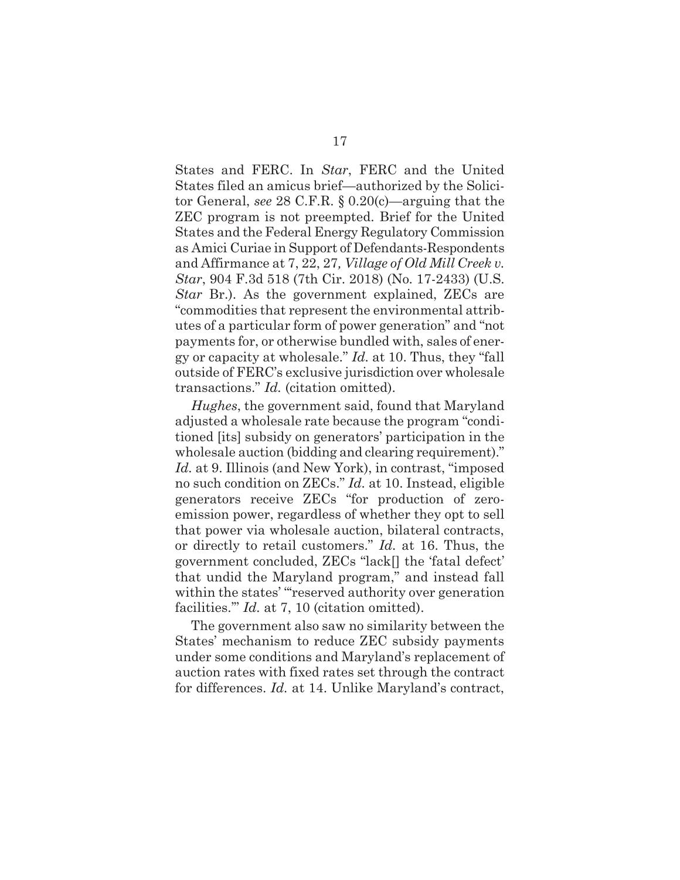States and FERC. In *Star*, FERC and the United States filed an amicus brief—authorized by the Solicitor General, *see* 28 C.F.R. § 0.20(c)—arguing that the ZEC program is not preempted. Brief for the United States and the Federal Energy Regulatory Commission as Amici Curiae in Support of Defendants-Respondents and Affirmance at 7, 22, 27*, Village of Old Mill Creek v. Star*, 904 F.3d 518 (7th Cir. 2018) (No. 17-2433) (U.S. *Star* Br.). As the government explained, ZECs are "commodities that represent the environmental attributes of a particular form of power generation" and "not payments for, or otherwise bundled with, sales of energy or capacity at wholesale." *Id.* at 10. Thus, they "fall outside of FERC's exclusive jurisdiction over wholesale transactions." *Id.* (citation omitted).

*Hughes*, the government said, found that Maryland adjusted a wholesale rate because the program "conditioned [its] subsidy on generators' participation in the wholesale auction (bidding and clearing requirement)." *Id.* at 9. Illinois (and New York), in contrast, "imposed no such condition on ZECs." *Id.* at 10. Instead, eligible generators receive ZECs "for production of zero-emission power, regardless of whether they opt to sell that power via wholesale auction, bilateral contracts, or directly to retail customers." *Id.* at 16. Thus, the government concluded, ZECs "lack[] the 'fatal defect' that undid the Maryland program," and instead fall within the states' "'reserved authority over generation facilities.'" *Id.* at 7, 10 (citation omitted).

The government also saw no similarity between the States' mechanism to reduce ZEC subsidy payments under some conditions and Maryland's replacement of auction rates with fixed rates set through the contract for differences. *Id.* at 14. Unlike Maryland's contract,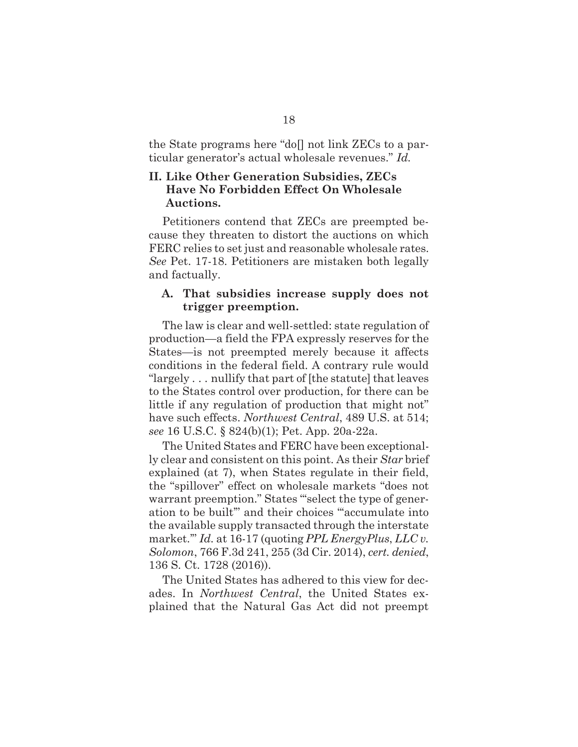the State programs here "do[] not link ZECs to a particular generator's actual wholesale revenues." *Id.*

## II. Like Other Generation Subsidies, ZECs Have No Forbidden Effect On Wholesale Auctions.

Petitioners contend that ZECs are preempted because they threaten to distort the auctions on which FERC relies to set just and reasonable wholesale rates. *See* Pet. 17-18. Petitioners are mistaken both legally and factually.

### A. That subsidies increase supply does not trigger preemption.

The law is clear and well-settled: state regulation of production—a field the FPA expressly reserves for the States—is not preempted merely because it affects conditions in the federal field. A contrary rule would "largely . . . nullify that part of [the statute] that leaves to the States control over production, for there can be little if any regulation of production that might not" have such effects. *Northwest Central*, 489 U.S. at 514; *see* 16 U.S.C. § 824(b)(1); Pet. App. 20a-22a.

The United States and FERC have been exceptionally clear and consistent on this point. As their *Star* brief explained (at 7), when States regulate in their field, the "spillover" effect on wholesale markets "does not warrant preemption." States "'select the type of generation to be built'" and their choices "'accumulate into the available supply transacted through the interstate market.'" *Id.* at 16-17 (quoting *PPL EnergyPlus, LLC v. Solomon*, 766 F.3d 241, 255 (3d Cir. 2014), *cert. denied*, 136 S. Ct. 1728 (2016)).

The United States has adhered to this view for decades. In *Northwest Central*, the United States explained that the Natural Gas Act did not preempt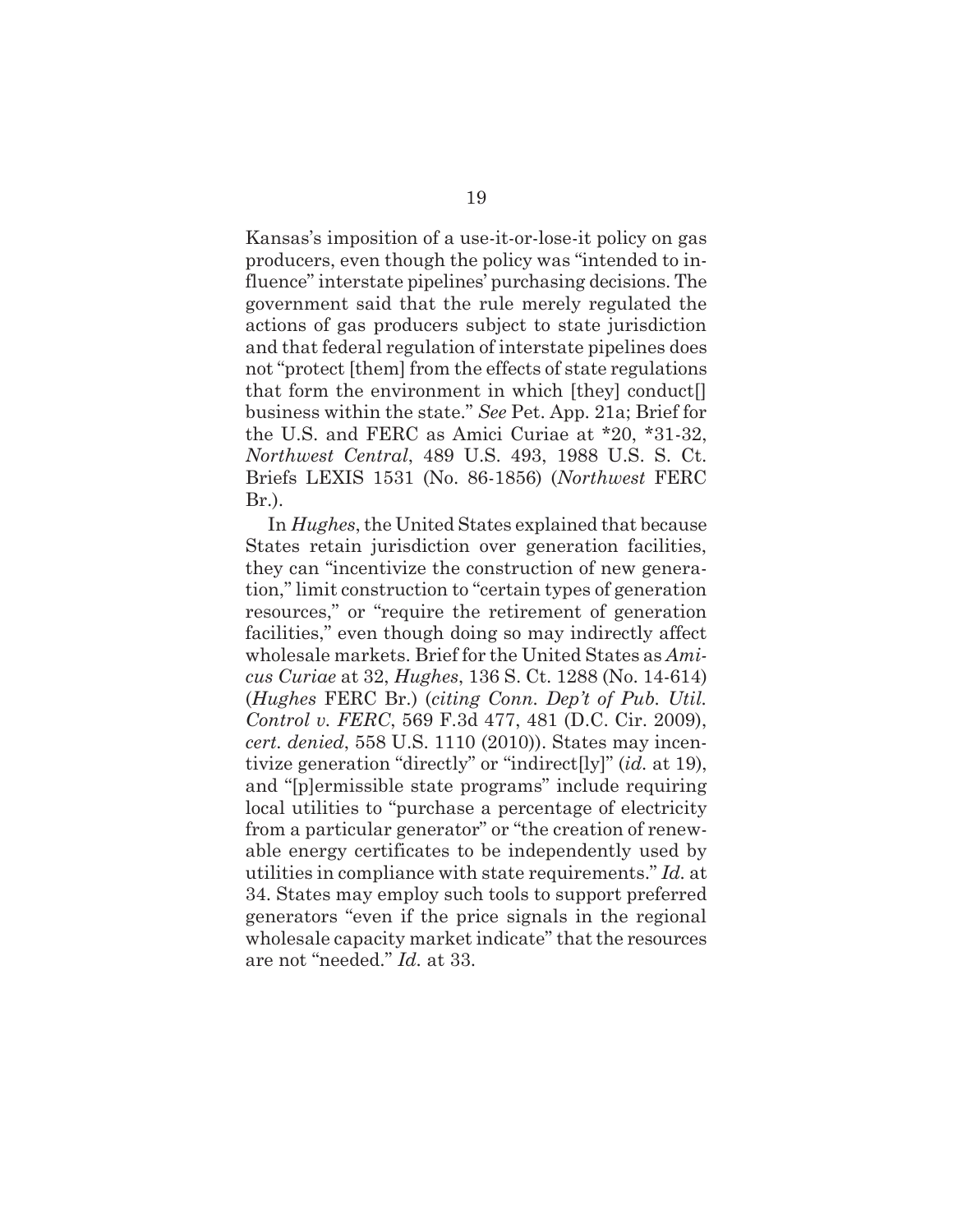Kansas's imposition of a use-it-or-lose-it policy on gas producers, even though the policy was "intended to influence" interstate pipelines' purchasing decisions. The government said that the rule merely regulated the actions of gas producers subject to state jurisdiction and that federal regulation of interstate pipelines does not "protect [them] from the effects of state regulations that form the environment in which [they] conduct[] business within the state." *See* Pet. App. 21a; Brief for the U.S. and FERC as Amici Curiae at *20, *31-32, *Northwest Central*, 489 U.S. 493, 1988 U.S. S. Ct. Briefs LEXIS 1531 (No. 86-1856) (*Northwest* FERC Br.).

In *Hughes*, the United States explained that because States retain jurisdiction over generation facilities, they can "incentivize the construction of new generation," limit construction to "certain types of generation resources," or "require the retirement of generation facilities," even though doing so may indirectly affect wholesale markets. Brief for the United States as *Amicus Curiae* at 32, *Hughes*, 136 S. Ct. 1288 (No. 14-614) (*Hughes* FERC Br.) (*citing Conn. Dep't of Pub. Util. Control v. FERC*, 569 F.3d 477, 481 (D.C. Cir. 2009), *cert. denied*, 558 U.S. 1110 (2010)). States may incentivize generation "directly" or "indirect[ly]" (*id.* at 19), and "[p]ermissible state programs" include requiring local utilities to "purchase a percentage of electricity from a particular generator" or "the creation of renewable energy certificates to be independently used by utilities in compliance with state requirements." *Id.* at 34. States may employ such tools to support preferred generators "even if the price signals in the regional wholesale capacity market indicate" that the resources are not "needed." *Id.* at 33.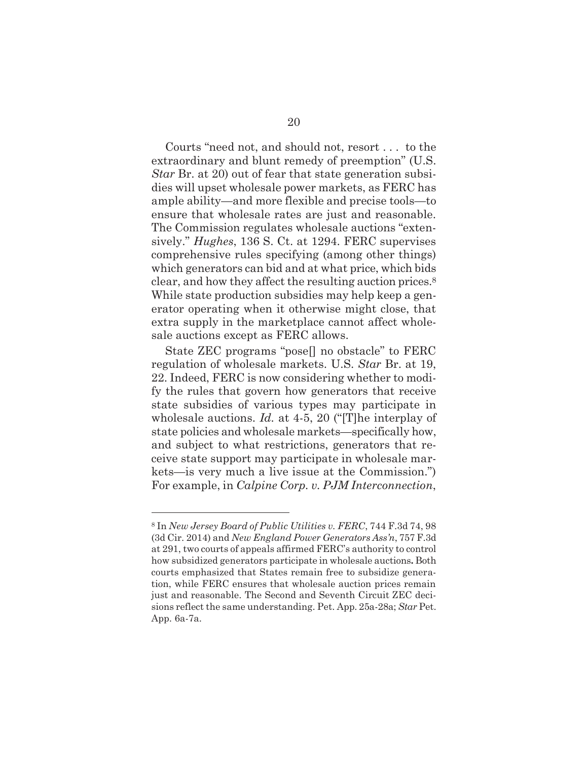Courts "need not, and should not, resort . . . to the extraordinary and blunt remedy of preemption" (U.S. *Star* Br. at 20) out of fear that state generation subsidies will upset wholesale power markets, as FERC has ample ability—and more flexible and precise tools—to ensure that wholesale rates are just and reasonable. The Commission regulates wholesale auctions "extensively." *Hughes*, 136 S. Ct. at 1294. FERC supervises comprehensive rules specifying (among other things) which generators can bid and at what price, which bids clear, and how they affect the resulting auction prices.[8] While state production subsidies may help keep a generator operating when it otherwise might close, that extra supply in the marketplace cannot affect wholesale auctions except as FERC allows.

State ZEC programs "pose[] no obstacle" to FERC regulation of wholesale markets. U.S. *Star* Br. at 19, 22. Indeed, FERC is now considering whether to modify the rules that govern how generators that receive state subsidies of various types may participate in wholesale auctions. *Id.* at 4-5, 20 ("[T]he interplay of state policies and wholesale markets—specifically how, and subject to what restrictions, generators that receive state support may participate in wholesale markets—is very much a live issue at the Commission.") For example, in *Calpine Corp. v. PJM Interconnection*,

---

[8] In *New Jersey Board of Public Utilities v. FERC*, 744 F.3d 74, 98 (3d Cir. 2014) and *New England Power Generators Ass'n*, 757 F.3d at 291, two courts of appeals affirmed FERC's authority to control how subsidized generators participate in wholesale auctions**.** Both courts emphasized that States remain free to subsidize generation, while FERC ensures that wholesale auction prices remain just and reasonable. The Second and Seventh Circuit ZEC decisions reflect the same understanding. Pet. App. 25a-28a; *Star* Pet. App. 6a-7a.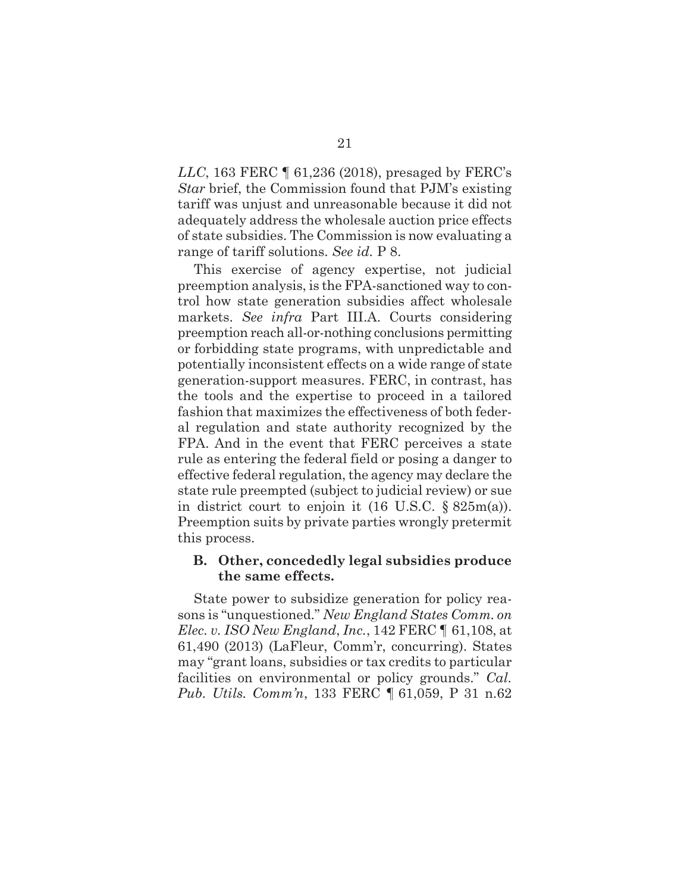*LLC*, 163 FERC ¶ 61,236 (2018), presaged by FERC's *Star* brief, the Commission found that PJM's existing tariff was unjust and unreasonable because it did not adequately address the wholesale auction price effects of state subsidies. The Commission is now evaluating a range of tariff solutions. *See id.* P 8.

This exercise of agency expertise, not judicial preemption analysis, is the FPA-sanctioned way to control how state generation subsidies affect wholesale markets. *See infra* Part III.A. Courts considering preemption reach all-or-nothing conclusions permitting or forbidding state programs, with unpredictable and potentially inconsistent effects on a wide range of state generation-support measures. FERC, in contrast, has the tools and the expertise to proceed in a tailored fashion that maximizes the effectiveness of both federal regulation and state authority recognized by the FPA. And in the event that FERC perceives a state rule as entering the federal field or posing a danger to effective federal regulation, the agency may declare the state rule preempted (subject to judicial review) or sue in district court to enjoin it (16 U.S.C. § 825m(a)). Preemption suits by private parties wrongly pretermit this process.

### B. Other, concededly legal subsidies produce the same effects.

State power to subsidize generation for policy reasons is "unquestioned." *New England States Comm. on Elec. v. ISO New England, Inc.*, 142 FERC ¶ 61,108, at 61,490 (2013) (LaFleur, Comm'r, concurring). States may "grant loans, subsidies or tax credits to particular facilities on environmental or policy grounds." *Cal. Pub. Utils. Comm'n*, 133 FERC ¶ 61,059, P 31 n.62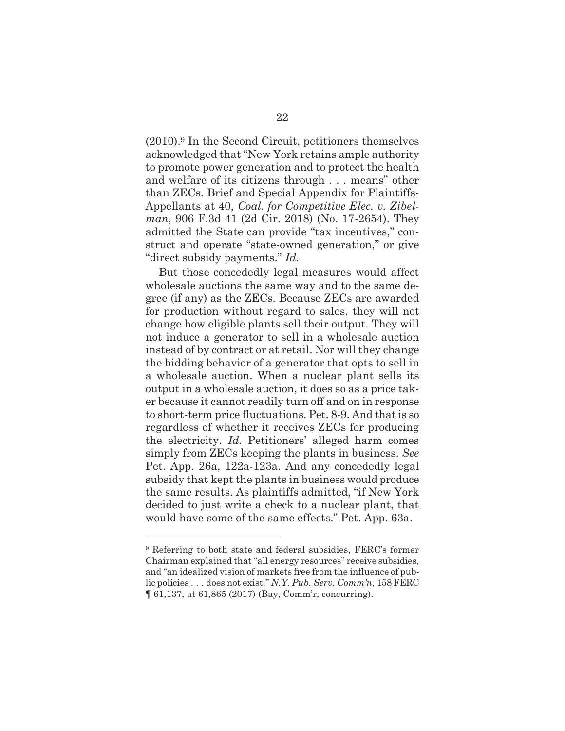(2010).[9] In the Second Circuit, petitioners themselves acknowledged that "New York retains ample authority to promote power generation and to protect the health and welfare of its citizens through . . . means" other than ZECs. Brief and Special Appendix for Plaintiffs-Appellants at 40, *Coal. for Competitive Elec. v. Zibelman*, 906 F.3d 41 (2d Cir. 2018) (No. 17-2654). They admitted the State can provide "tax incentives," construct and operate "state-owned generation," or give "direct subsidy payments." *Id.*

But those concededly legal measures would affect wholesale auctions the same way and to the same degree (if any) as the ZECs. Because ZECs are awarded for production without regard to sales, they will not change how eligible plants sell their output. They will not induce a generator to sell in a wholesale auction instead of by contract or at retail. Nor will they change the bidding behavior of a generator that opts to sell in a wholesale auction. When a nuclear plant sells its output in a wholesale auction, it does so as a price taker because it cannot readily turn off and on in response to short-term price fluctuations. Pet. 8-9. And that is so regardless of whether it receives ZECs for producing the electricity. *Id.* Petitioners' alleged harm comes simply from ZECs keeping the plants in business. *See* Pet. App. 26a, 122a-123a. And any concededly legal subsidy that kept the plants in business would produce the same results. As plaintiffs admitted, "if New York decided to just write a check to a nuclear plant, that would have some of the same effects." Pet. App. 63a.

---

[9] Referring to both state and federal subsidies, FERC's former Chairman explained that "all energy resources" receive subsidies, and "an idealized vision of markets free from the influence of public policies . . . does not exist." *N.Y. Pub. Serv. Comm'n*, 158 FERC ¶ 61,137, at 61,865 (2017) (Bay, Comm'r, concurring).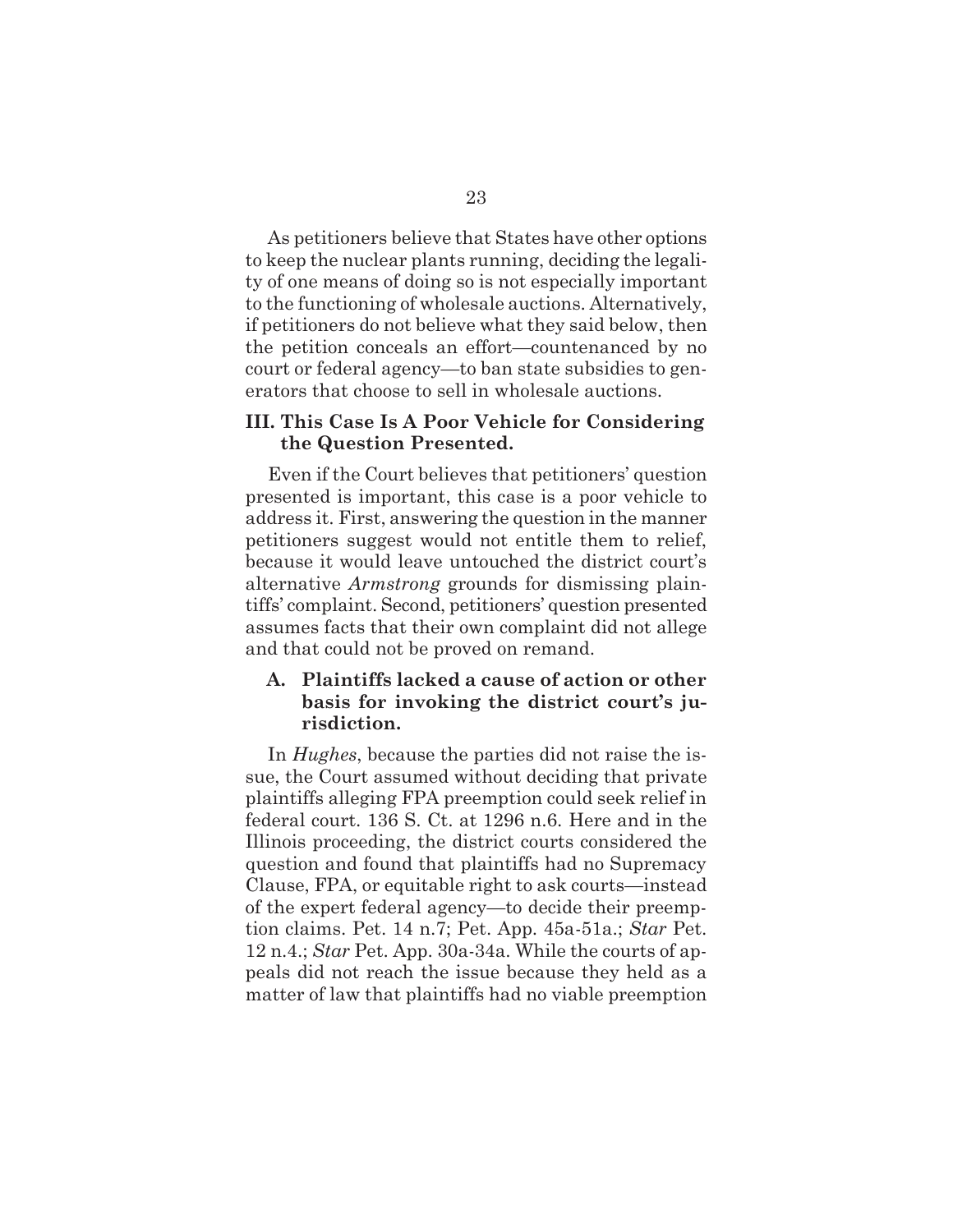As petitioners believe that States have other options to keep the nuclear plants running, deciding the legality of one means of doing so is not especially important to the functioning of wholesale auctions. Alternatively, if petitioners do not believe what they said below, then the petition conceals an effort—countenanced by no court or federal agency—to ban state subsidies to generators that choose to sell in wholesale auctions.

## III. This Case Is A Poor Vehicle for Considering the Question Presented.

Even if the Court believes that petitioners' question presented is important, this case is a poor vehicle to address it. First, answering the question in the manner petitioners suggest would not entitle them to relief, because it would leave untouched the district court's alternative *Armstrong* grounds for dismissing plaintiffs' complaint. Second, petitioners' question presented assumes facts that their own complaint did not allege and that could not be proved on remand.

### A. Plaintiffs lacked a cause of action or other basis for invoking the district court's jurisdiction.

In *Hughes*, because the parties did not raise the issue, the Court assumed without deciding that private plaintiffs alleging FPA preemption could seek relief in federal court. 136 S. Ct. at 1296 n.6. Here and in the Illinois proceeding, the district courts considered the question and found that plaintiffs had no Supremacy Clause, FPA, or equitable right to ask courts—instead of the expert federal agency—to decide their preemption claims. Pet. 14 n.7; Pet. App. 45a-51a.; *Star* Pet. 12 n.4.; *Star* Pet. App. 30a-34a. While the courts of appeals did not reach the issue because they held as a matter of law that plaintiffs had no viable preemption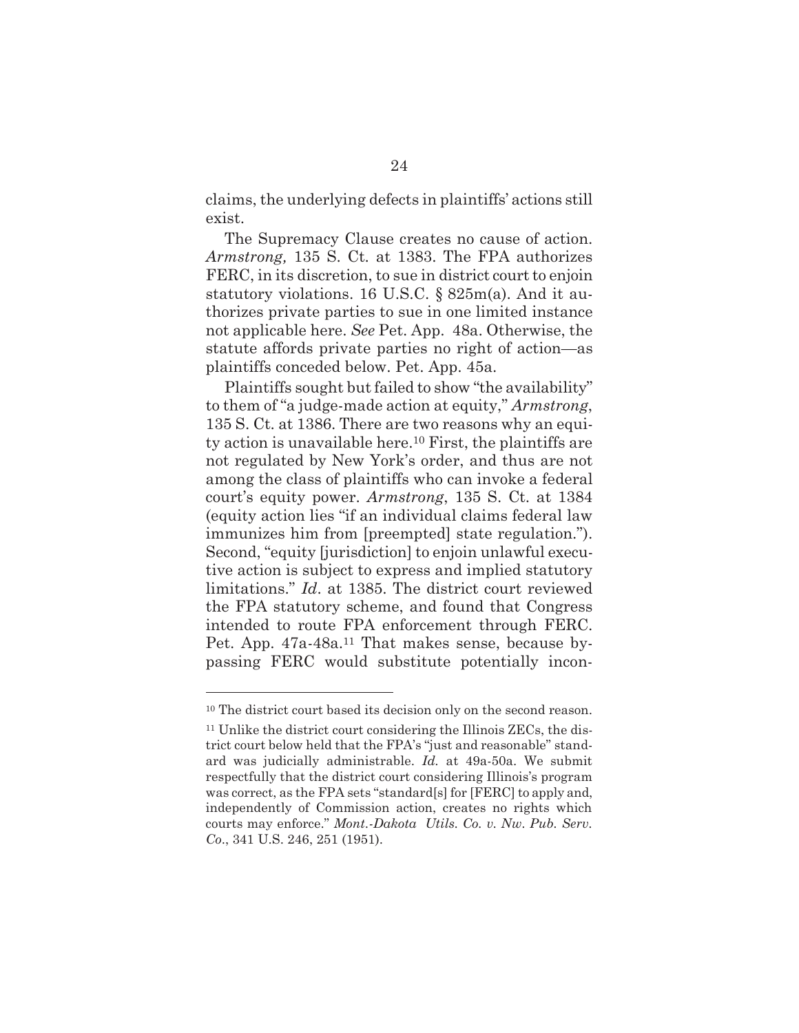claims, the underlying defects in plaintiffs' actions still exist.

The Supremacy Clause creates no cause of action. *Armstrong,* 135 S. Ct. at 1383. The FPA authorizes FERC, in its discretion, to sue in district court to enjoin statutory violations. 16 U.S.C. § 825m(a). And it authorizes private parties to sue in one limited instance not applicable here. *See* Pet. App. 48a. Otherwise, the statute affords private parties no right of action—as plaintiffs conceded below. Pet. App. 45a.

Plaintiffs sought but failed to show "the availability" to them of "a judge-made action at equity," *Armstrong*, 135 S. Ct. at 1386. There are two reasons why an equity action is unavailable here.[10] First, the plaintiffs are not regulated by New York's order, and thus are not among the class of plaintiffs who can invoke a federal court's equity power. *Armstrong*, 135 S. Ct. at 1384 (equity action lies "if an individual claims federal law immunizes him from [preempted] state regulation."). Second, "equity [jurisdiction] to enjoin unlawful executive action is subject to express and implied statutory limitations." *Id.* at 1385. The district court reviewed the FPA statutory scheme, and found that Congress intended to route FPA enforcement through FERC. Pet. App. 47a-48a.[11] That makes sense, because bypassing FERC would substitute potentially incon-

---

[10] The district court based its decision only on the second reason.

[11] Unlike the district court considering the Illinois ZECs, the district court below held that the FPA's "just and reasonable" standard was judicially administrable. *Id.* at 49a-50a. We submit respectfully that the district court considering Illinois's program was correct, as the FPA sets "standard[s] for [FERC] to apply and, independently of Commission action, creates no rights which courts may enforce." *Mont.-Dakota Utils. Co. v. Nw. Pub. Serv. Co.*, 341 U.S. 246, 251 (1951).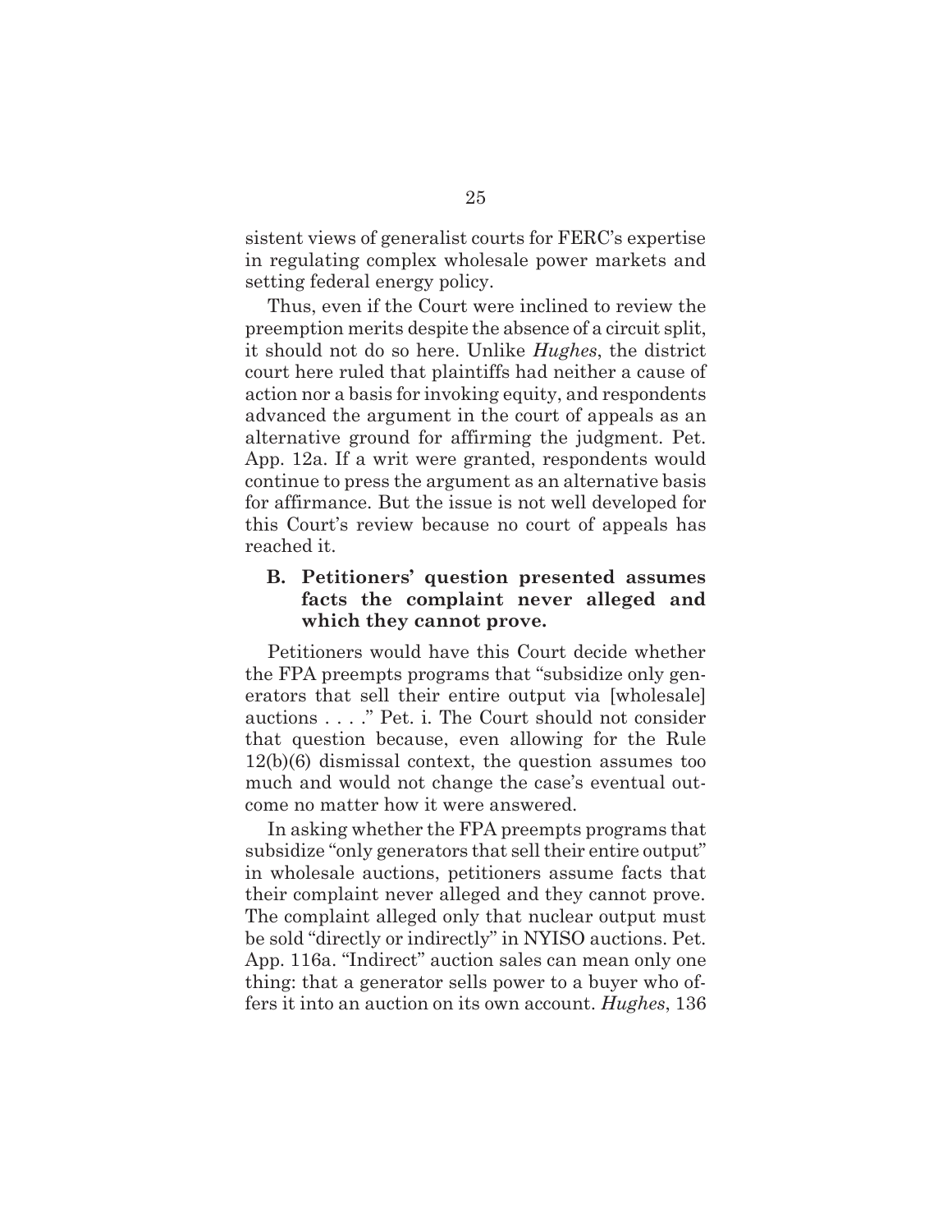sistent views of generalist courts for FERC's expertise in regulating complex wholesale power markets and setting federal energy policy.

Thus, even if the Court were inclined to review the preemption merits despite the absence of a circuit split, it should not do so here. Unlike *Hughes*, the district court here ruled that plaintiffs had neither a cause of action nor a basis for invoking equity, and respondents advanced the argument in the court of appeals as an alternative ground for affirming the judgment. Pet. App. 12a. If a writ were granted, respondents would continue to press the argument as an alternative basis for affirmance. But the issue is not well developed for this Court's review because no court of appeals has reached it.

### B. Petitioners' question presented assumes facts the complaint never alleged and which they cannot prove.

Petitioners would have this Court decide whether the FPA preempts programs that "subsidize only generators that sell their entire output via [wholesale] auctions . . . ." Pet. i. The Court should not consider that question because, even allowing for the Rule 12(b)(6) dismissal context, the question assumes too much and would not change the case's eventual outcome no matter how it were answered.

In asking whether the FPA preempts programs that subsidize "only generators that sell their entire output" in wholesale auctions, petitioners assume facts that their complaint never alleged and they cannot prove. The complaint alleged only that nuclear output must be sold "directly or indirectly" in NYISO auctions. Pet. App. 116a. "Indirect" auction sales can mean only one thing: that a generator sells power to a buyer who offers it into an auction on its own account. *Hughes*, 136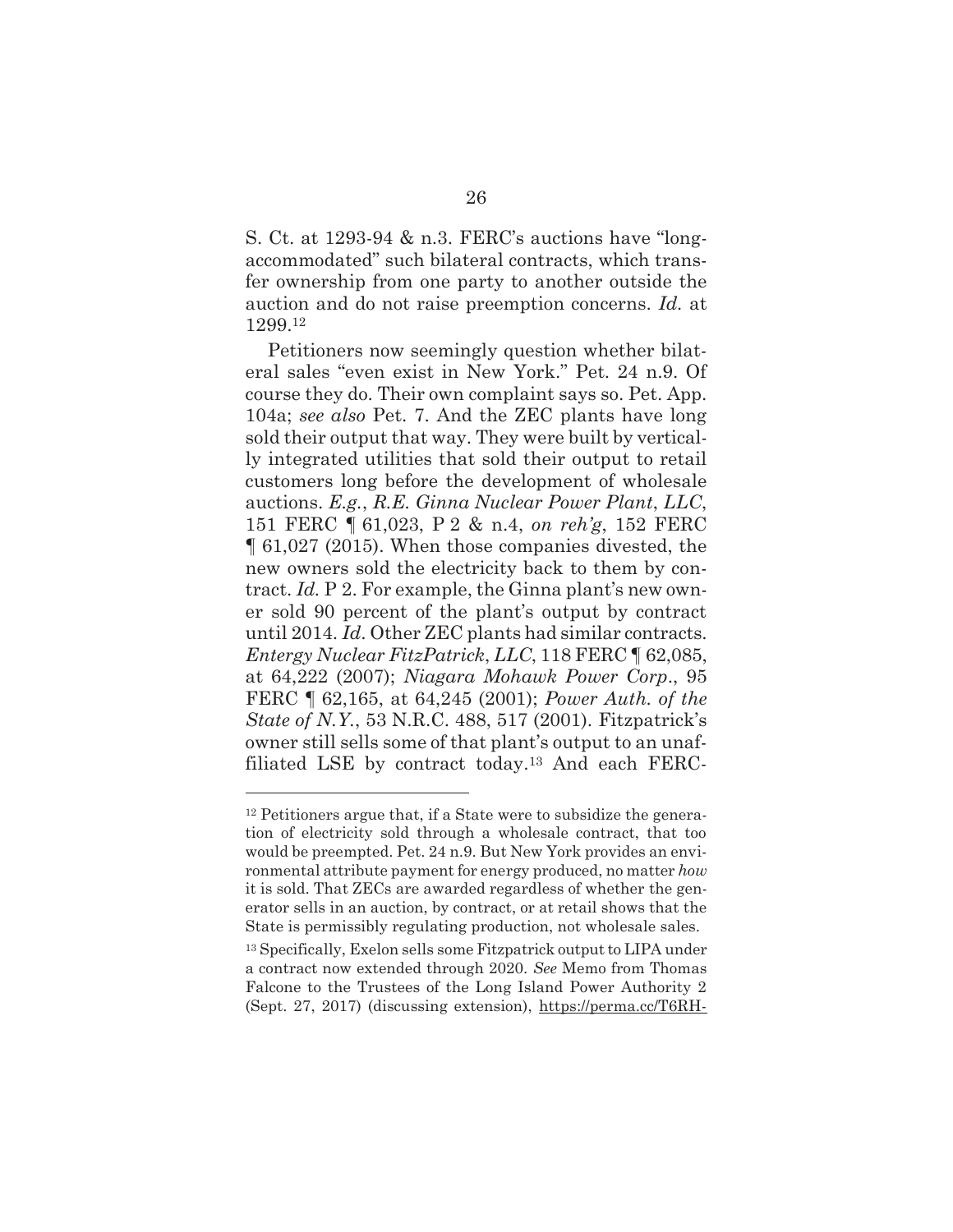S. Ct. at 1293-94 & n.3. FERC's auctions have "long-accommodated" such bilateral contracts, which transfer ownership from one party to another outside the auction and do not raise preemption concerns. *Id.* at 1299.[12]

Petitioners now seemingly question whether bilateral sales "even exist in New York." Pet. 24 n.9. Of course they do. Their own complaint says so. Pet. App. 104a; *see also* Pet. 7. And the ZEC plants have long sold their output that way. They were built by vertically integrated utilities that sold their output to retail customers long before the development of wholesale auctions. *E.g.*, *R.E. Ginna Nuclear Power Plant*, *LLC*, 151 FERC ¶ 61,023, P 2 & n.4, *on reh'g*, 152 FERC ¶ 61,027 (2015). When those companies divested, the new owners sold the electricity back to them by contract. *Id.* P 2. For example, the Ginna plant's new owner sold 90 percent of the plant's output by contract until 2014. *Id*. Other ZEC plants had similar contracts. *Entergy Nuclear FitzPatrick*, *LLC*, 118 FERC ¶ 62,085, at 64,222 (2007); *Niagara Mohawk Power Corp*., 95 FERC ¶ 62,165, at 64,245 (2001); *Power Auth. of the State of N.Y.*, 53 N.R.C. 488, 517 (2001). Fitzpatrick's owner still sells some of that plant's output to an unaffiliated LSE by contract today.[13] And each FERC-

---

[12] Petitioners argue that, if a State were to subsidize the generation of electricity sold through a wholesale contract, that too would be preempted. Pet. 24 n.9. But New York provides an environmental attribute payment for energy produced, no matter *how* it is sold. That ZECs are awarded regardless of whether the generator sells in an auction, by contract, or at retail shows that the State is permissibly regulating production, not wholesale sales.

[13] Specifically, Exelon sells some Fitzpatrick output to LIPA under a contract now extended through 2020. *See* Memo from Thomas Falcone to the Trustees of the Long Island Power Authority 2 (Sept. 27, 2017) (discussing extension), https://perma.cc/T6RH-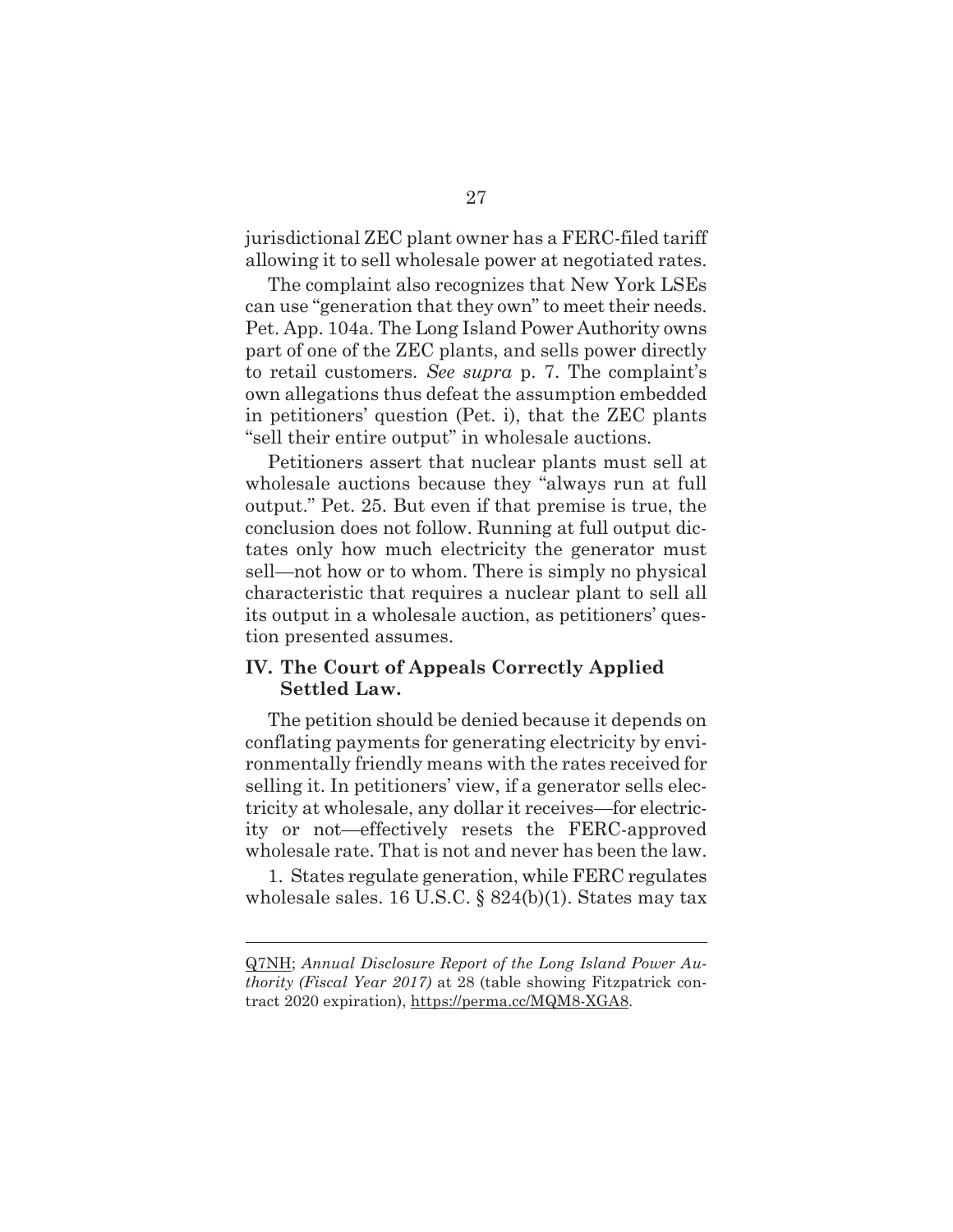jurisdictional ZEC plant owner has a FERC-filed tariff allowing it to sell wholesale power at negotiated rates.

The complaint also recognizes that New York LSEs can use "generation that they own" to meet their needs. Pet. App. 104a. The Long Island Power Authority owns part of one of the ZEC plants, and sells power directly to retail customers. *See supra* p. 7. The complaint's own allegations thus defeat the assumption embedded in petitioners' question (Pet. i), that the ZEC plants "sell their entire output" in wholesale auctions.

Petitioners assert that nuclear plants must sell at wholesale auctions because they "always run at full output." Pet. 25. But even if that premise is true, the conclusion does not follow. Running at full output dictates only how much electricity the generator must sell—not how or to whom. There is simply no physical characteristic that requires a nuclear plant to sell all its output in a wholesale auction, as petitioners' question presented assumes.

## IV. The Court of Appeals Correctly Applied Settled Law.

The petition should be denied because it depends on conflating payments for generating electricity by environmentally friendly means with the rates received for selling it. In petitioners' view, if a generator sells electricity at wholesale, any dollar it receives—for electricity or not—effectively resets the FERC-approved wholesale rate. That is not and never has been the law.

1. States regulate generation, while FERC regulates wholesale sales. 16 U.S.C. § 824(b)(1). States may tax

---

Q7NH; *Annual Disclosure Report of the Long Island Power Authority (Fiscal Year 2017)* at 28 (table showing Fitzpatrick contract 2020 expiration), https://perma.cc/MQM8-XGA8.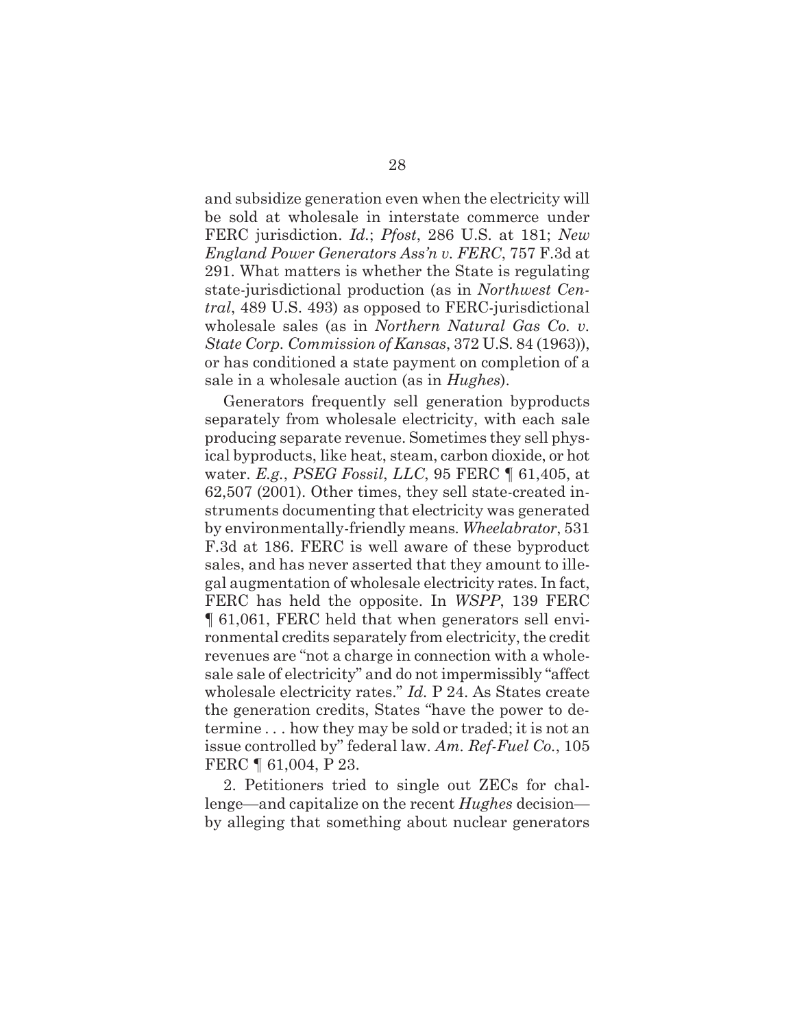and subsidize generation even when the electricity will be sold at wholesale in interstate commerce under FERC jurisdiction. *Id.*; *Pfost*, 286 U.S. at 181; *New England Power Generators Ass'n v. FERC*, 757 F.3d at 291. What matters is whether the State is regulating state-jurisdictional production (as in *Northwest Central*, 489 U.S. 493) as opposed to FERC-jurisdictional wholesale sales (as in *Northern Natural Gas Co. v. State Corp. Commission of Kansas*, 372 U.S. 84 (1963)), or has conditioned a state payment on completion of a sale in a wholesale auction (as in *Hughes*).

Generators frequently sell generation byproducts separately from wholesale electricity, with each sale producing separate revenue. Sometimes they sell physical byproducts, like heat, steam, carbon dioxide, or hot water. *E.g.*, *PSEG Fossil, LLC*, 95 FERC ¶ 61,405, at 62,507 (2001). Other times, they sell state-created instruments documenting that electricity was generated by environmentally-friendly means. *Wheelabrator*, 531 F.3d at 186. FERC is well aware of these byproduct sales, and has never asserted that they amount to illegal augmentation of wholesale electricity rates. In fact, FERC has held the opposite. In *WSPP*, 139 FERC ¶ 61,061, FERC held that when generators sell environmental credits separately from electricity, the credit revenues are "not a charge in connection with a wholesale sale of electricity" and do not impermissibly "affect wholesale electricity rates." *Id.* P 24. As States create the generation credits, States "have the power to determine . . . how they may be sold or traded; it is not an issue controlled by" federal law. *Am. Ref-Fuel Co.*, 105 FERC ¶ 61,004, P 23.

2. Petitioners tried to single out ZECs for challenge—and capitalize on the recent *Hughes* decision—by alleging that something about nuclear generators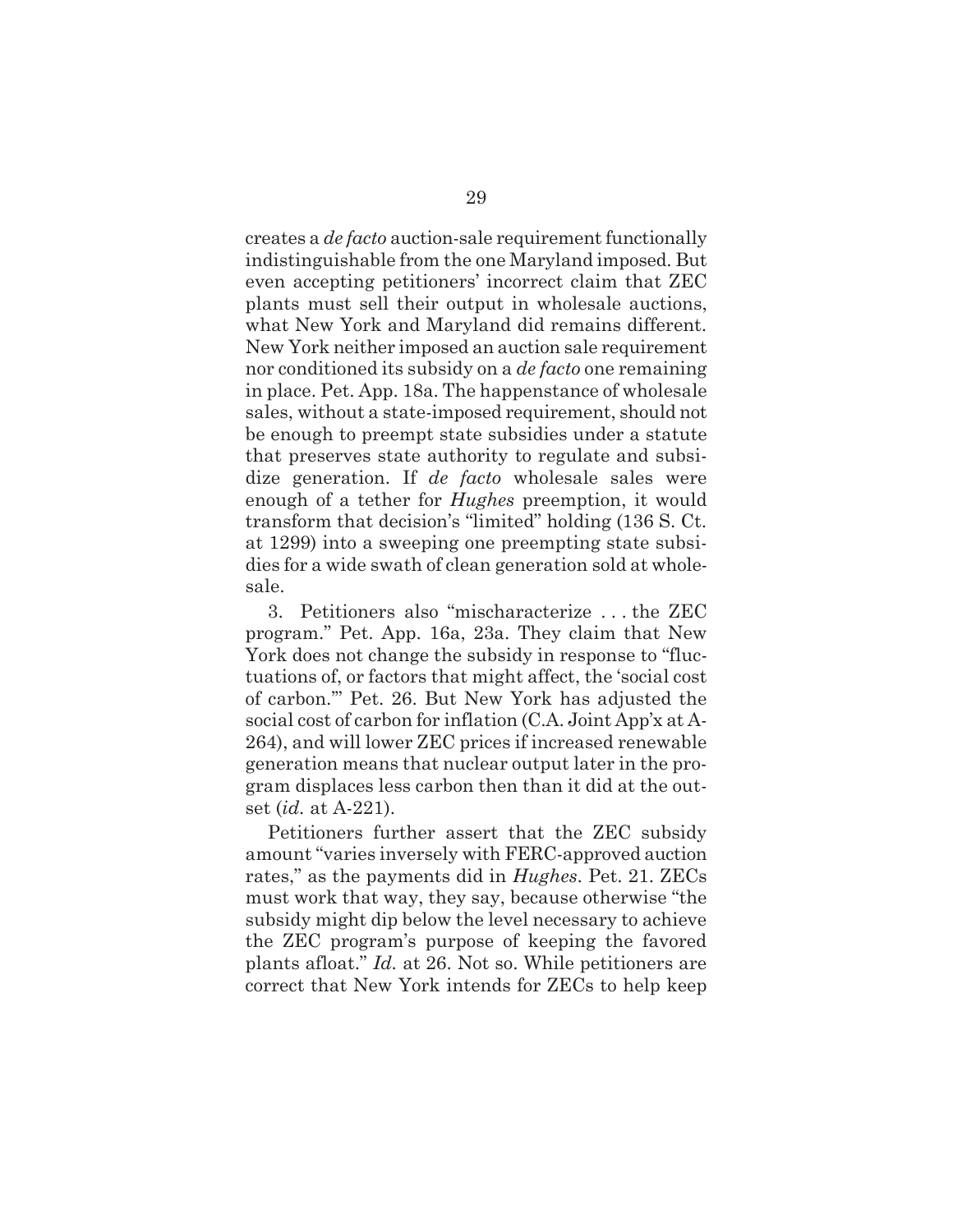creates a *de facto* auction-sale requirement functionally indistinguishable from the one Maryland imposed. But even accepting petitioners' incorrect claim that ZEC plants must sell their output in wholesale auctions, what New York and Maryland did remains different. New York neither imposed an auction sale requirement nor conditioned its subsidy on a *de facto* one remaining in place. Pet. App. 18a. The happenstance of wholesale sales, without a state-imposed requirement, should not be enough to preempt state subsidies under a statute that preserves state authority to regulate and subsidize generation. If *de facto* wholesale sales were enough of a tether for *Hughes* preemption, it would transform that decision's "limited" holding (136 S. Ct. at 1299) into a sweeping one preempting state subsidies for a wide swath of clean generation sold at wholesale.

3. Petitioners also "mischaracterize . . . the ZEC program." Pet. App. 16a, 23a. They claim that New York does not change the subsidy in response to "fluctuations of, or factors that might affect, the 'social cost of carbon.'" Pet. 26. But New York has adjusted the social cost of carbon for inflation (C.A. Joint App'x at A-264), and will lower ZEC prices if increased renewable generation means that nuclear output later in the program displaces less carbon then than it did at the outset (*id.* at A-221).

Petitioners further assert that the ZEC subsidy amount "varies inversely with FERC-approved auction rates," as the payments did in *Hughes*. Pet. 21. ZECs must work that way, they say, because otherwise "the subsidy might dip below the level necessary to achieve the ZEC program's purpose of keeping the favored plants afloat." *Id.* at 26. Not so. While petitioners are correct that New York intends for ZECs to help keep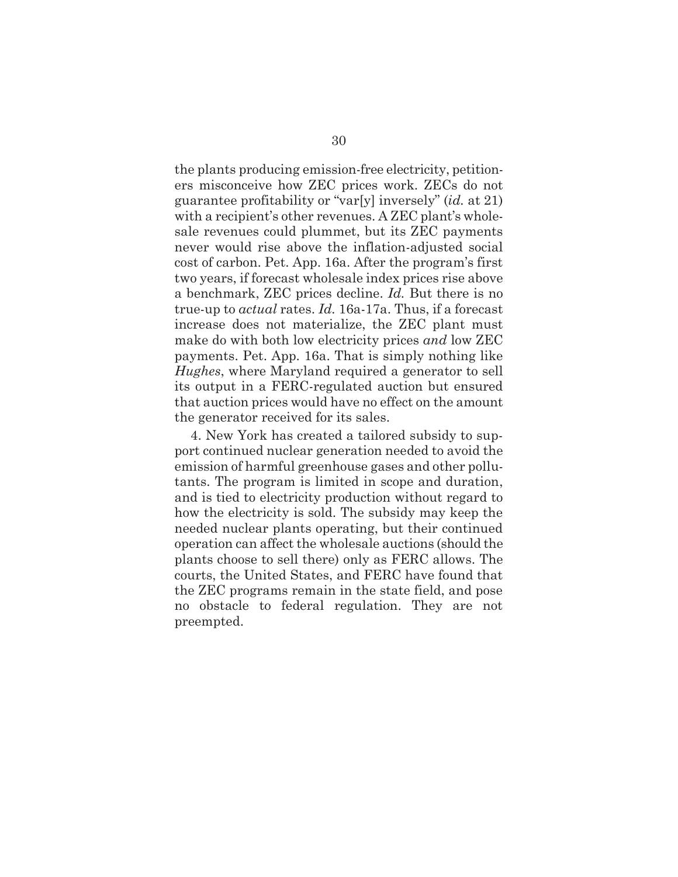the plants producing emission-free electricity, petitioners misconceive how ZEC prices work. ZECs do not guarantee profitability or "var[y] inversely" (*id.* at 21) with a recipient's other revenues. A ZEC plant's wholesale revenues could plummet, but its ZEC payments never would rise above the inflation-adjusted social cost of carbon. Pet. App. 16a. After the program's first two years, if forecast wholesale index prices rise above a benchmark, ZEC prices decline. *Id.* But there is no true-up to *actual* rates. *Id.* 16a-17a. Thus, if a forecast increase does not materialize, the ZEC plant must make do with both low electricity prices *and* low ZEC payments. Pet. App. 16a. That is simply nothing like *Hughes*, where Maryland required a generator to sell its output in a FERC-regulated auction but ensured that auction prices would have no effect on the amount the generator received for its sales.

4. New York has created a tailored subsidy to support continued nuclear generation needed to avoid the emission of harmful greenhouse gases and other pollutants. The program is limited in scope and duration, and is tied to electricity production without regard to how the electricity is sold. The subsidy may keep the needed nuclear plants operating, but their continued operation can affect the wholesale auctions (should the plants choose to sell there) only as FERC allows. The courts, the United States, and FERC have found that the ZEC programs remain in the state field, and pose no obstacle to federal regulation. They are not preempted.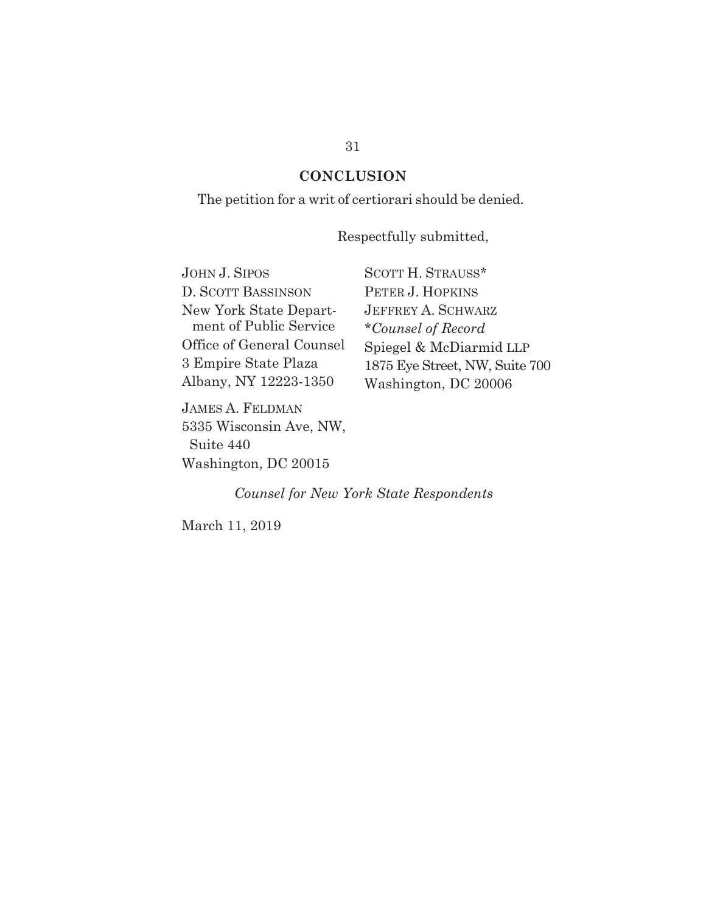## CONCLUSION

The petition for a writ of certiorari should be denied.

Respectfully submitted,

JOHN J. SIPOS
D. SCOTT BASSINSON
New York State Department of Public Service
Office of General Counsel
3 Empire State Plaza
Albany, NY 12223-1350

JAMES A. FELDMAN
5335 Wisconsin Ave, NW,
Suite 440
Washington, DC 20015

SCOTT H. STRAUSS*
PETER J. HOPKINS
JEFFREY A. SCHWARZ
**Counsel of Record*
Spiegel & McDiarmid LLP
1875 Eye Street, NW, Suite 700
Washington, DC 20006

*Counsel for New York State Respondents*

March 11, 2019